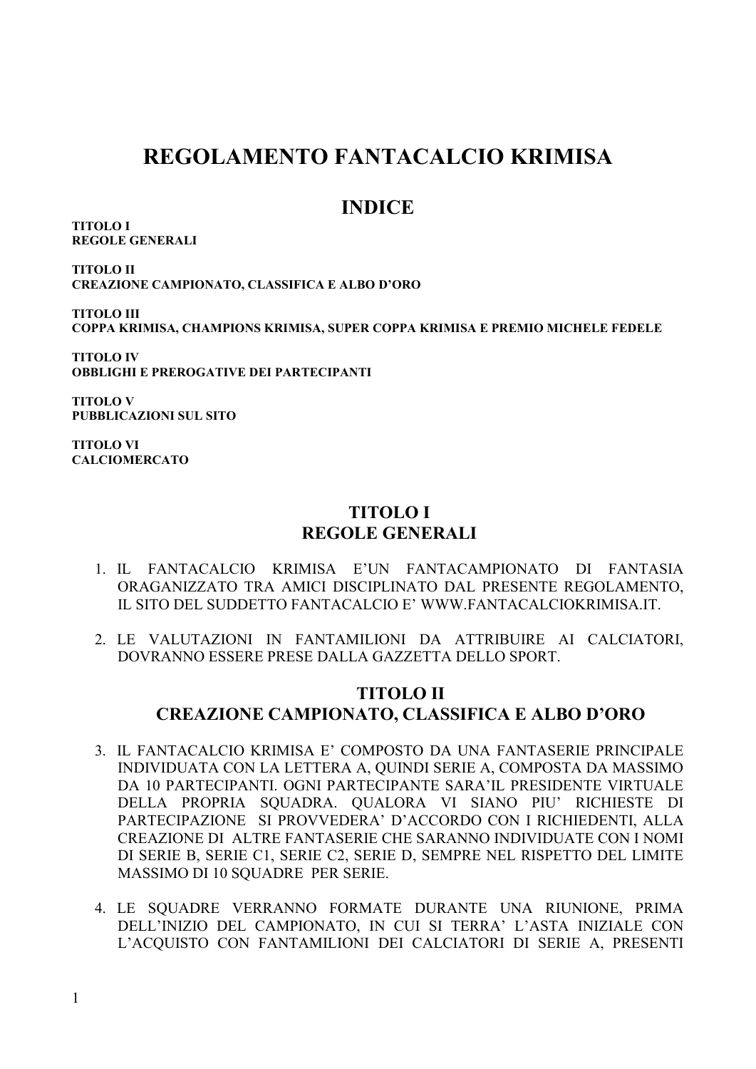# REGOLAMENTO FANTACALCIO KRIMISA

## INDICE

**TITOLO I**
**REGOLE GENERALI**

**TITOLO II**
**CREAZIONE CAMPIONATO, CLASSIFICA E ALBO D'ORO**

**TITOLO III**
**COPPA KRIMISA, CHAMPIONS KRIMISA, SUPER COPPA KRIMISA E PREMIO MICHELE FEDELE**

**TITOLO IV**
**OBBLIGHI E PREROGATIVE DEI PARTECIPANTI**

**TITOLO V**
**PUBBLICAZIONI SUL SITO**

**TITOLO VI**
**CALCIOMERCATO**

## TITOLO I
## REGOLE GENERALI

1. IL FANTACALCIO KRIMISA E'UN FANTACAMPIONATO DI FANTASIA ORAGANIZZATO TRA AMICI DISCIPLINATO DAL PRESENTE REGOLAMENTO, IL SITO DEL SUDDETTO FANTACALCIO E' WWW.FANTACALCIOKRIMISA.IT.

2. LE VALUTAZIONI IN FANTAMILIONI DA ATTRIBUIRE AI CALCIATORI, DOVRANNO ESSERE PRESE DALLA GAZZETTA DELLO SPORT.

## TITOLO II
## CREAZIONE CAMPIONATO, CLASSIFICA E ALBO D'ORO

3. IL FANTACALCIO KRIMISA E' COMPOSTO DA UNA FANTASERIE PRINCIPALE INDIVIDUATA CON LA LETTERA A, QUINDI SERIE A, COMPOSTA DA MASSIMO DA 10 PARTECIPANTI. OGNI PARTECIPANTE SARA'IL PRESIDENTE VIRTUALE DELLA PROPRIA SQUADRA. QUALORA VI SIANO PIU' RICHIESTE DI PARTECIPAZIONE SI PROVVEDERA' D'ACCORDO CON I RICHIEDENTI, ALLA CREAZIONE DI ALTRE FANTASERIE CHE SARANNO INDIVIDUATE CON I NOMI DI SERIE B, SERIE C1, SERIE C2, SERIE D, SEMPRE NEL RISPETTO DEL LIMITE MASSIMO DI 10 SQUADRE PER SERIE.

4. LE SQUADRE VERRANNO FORMATE DURANTE UNA RIUNIONE, PRIMA DELL'INIZIO DEL CAMPIONATO, IN CUI SI TERRA' L'ASTA INIZIALE CON L'ACQUISTO CON FANTAMILIONI DEI CALCIATORI DI SERIE A, PRESENTI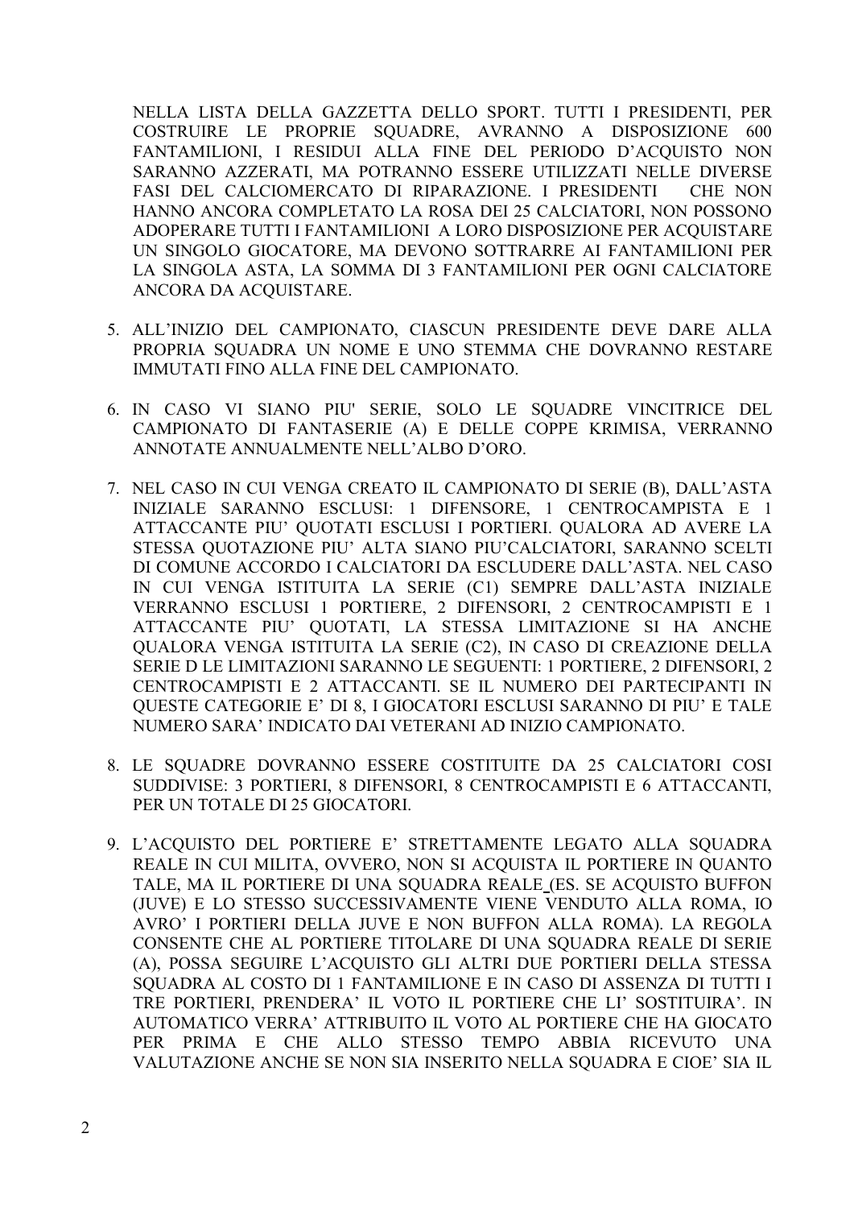NELLA LISTA DELLA GAZZETTA DELLO SPORT. TUTTI I PRESIDENTI, PER COSTRUIRE LE PROPRIE SQUADRE, AVRANNO A DISPOSIZIONE 600 FANTAMILIONI, I RESIDUI ALLA FINE DEL PERIODO D'ACQUISTO NON SARANNO AZZERATI, MA POTRANNO ESSERE UTILIZZATI NELLE DIVERSE FASI DEL CALCIOMERCATO DI RIPARAZIONE. I PRESIDENTI CHE NON HANNO ANCORA COMPLETATO LA ROSA DEI 25 CALCIATORI, NON POSSONO ADOPERARE TUTTI I FANTAMILIONI A LORO DISPOSIZIONE PER ACQUISTARE UN SINGOLO GIOCATORE, MA DEVONO SOTTRARRE AI FANTAMILIONI PER LA SINGOLA ASTA, LA SOMMA DI 3 FANTAMILIONI PER OGNI CALCIATORE ANCORA DA ACQUISTARE.

5. ALL'INIZIO DEL CAMPIONATO, CIASCUN PRESIDENTE DEVE DARE ALLA PROPRIA SQUADRA UN NOME E UNO STEMMA CHE DOVRANNO RESTARE IMMUTATI FINO ALLA FINE DEL CAMPIONATO.

6. IN CASO VI SIANO PIU' SERIE, SOLO LE SQUADRE VINCITRICE DEL CAMPIONATO DI FANTASERIE (A) E DELLE COPPE KRIMISA, VERRANNO ANNOTATE ANNUALMENTE NELL'ALBO D'ORO.

7. NEL CASO IN CUI VENGA CREATO IL CAMPIONATO DI SERIE (B), DALL'ASTA INIZIALE SARANNO ESCLUSI: 1 DIFENSORE, 1 CENTROCAMPISTA E 1 ATTACCANTE PIU' QUOTATI ESCLUSI I PORTIERI. QUALORA AD AVERE LA STESSA QUOTAZIONE PIU' ALTA SIANO PIU'CALCIATORI, SARANNO SCELTI DI COMUNE ACCORDO I CALCIATORI DA ESCLUDERE DALL'ASTA. NEL CASO IN CUI VENGA ISTITUITA LA SERIE (C1) SEMPRE DALL'ASTA INIZIALE VERRANNO ESCLUSI 1 PORTIERE, 2 DIFENSORI, 2 CENTROCAMPISTI E 1 ATTACCANTE PIU' QUOTATI, LA STESSA LIMITAZIONE SI HA ANCHE QUALORA VENGA ISTITUITA LA SERIE (C2), IN CASO DI CREAZIONE DELLA SERIE D LE LIMITAZIONI SARANNO LE SEGUENTI: 1 PORTIERE, 2 DIFENSORI, 2 CENTROCAMPISTI E 2 ATTACCANTI. SE IL NUMERO DEI PARTECIPANTI IN QUESTE CATEGORIE E' DI 8, I GIOCATORI ESCLUSI SARANNO DI PIU' E TALE NUMERO SARA' INDICATO DAI VETERANI AD INIZIO CAMPIONATO.

8. LE SQUADRE DOVRANNO ESSERE COSTITUITE DA 25 CALCIATORI COSI SUDDIVISE: 3 PORTIERI, 8 DIFENSORI, 8 CENTROCAMPISTI E 6 ATTACCANTI, PER UN TOTALE DI 25 GIOCATORI.

9. L'ACQUISTO DEL PORTIERE E' STRETTAMENTE LEGATO ALLA SQUADRA REALE IN CUI MILITA, OVVERO, NON SI ACQUISTA IL PORTIERE IN QUANTO TALE, MA IL PORTIERE DI UNA SQUADRA REALE (ES. SE ACQUISTO BUFFON (JUVE) E LO STESSO SUCCESSIVAMENTE VIENE VENDUTO ALLA ROMA, IO AVRO' I PORTIERI DELLA JUVE E NON BUFFON ALLA ROMA). LA REGOLA CONSENTE CHE AL PORTIERE TITOLARE DI UNA SQUADRA REALE DI SERIE (A), POSSA SEGUIRE L'ACQUISTO GLI ALTRI DUE PORTIERI DELLA STESSA SQUADRA AL COSTO DI 1 FANTAMILIONE E IN CASO DI ASSENZA DI TUTTI I TRE PORTIERI, PRENDERA' IL VOTO IL PORTIERE CHE LI' SOSTITUIRA'. IN AUTOMATICO VERRA' ATTRIBUITO IL VOTO AL PORTIERE CHE HA GIOCATO PER PRIMA E CHE ALLO STESSO TEMPO ABBIA RICEVUTO UNA VALUTAZIONE ANCHE SE NON SIA INSERITO NELLA SQUADRA E CIOE' SIA IL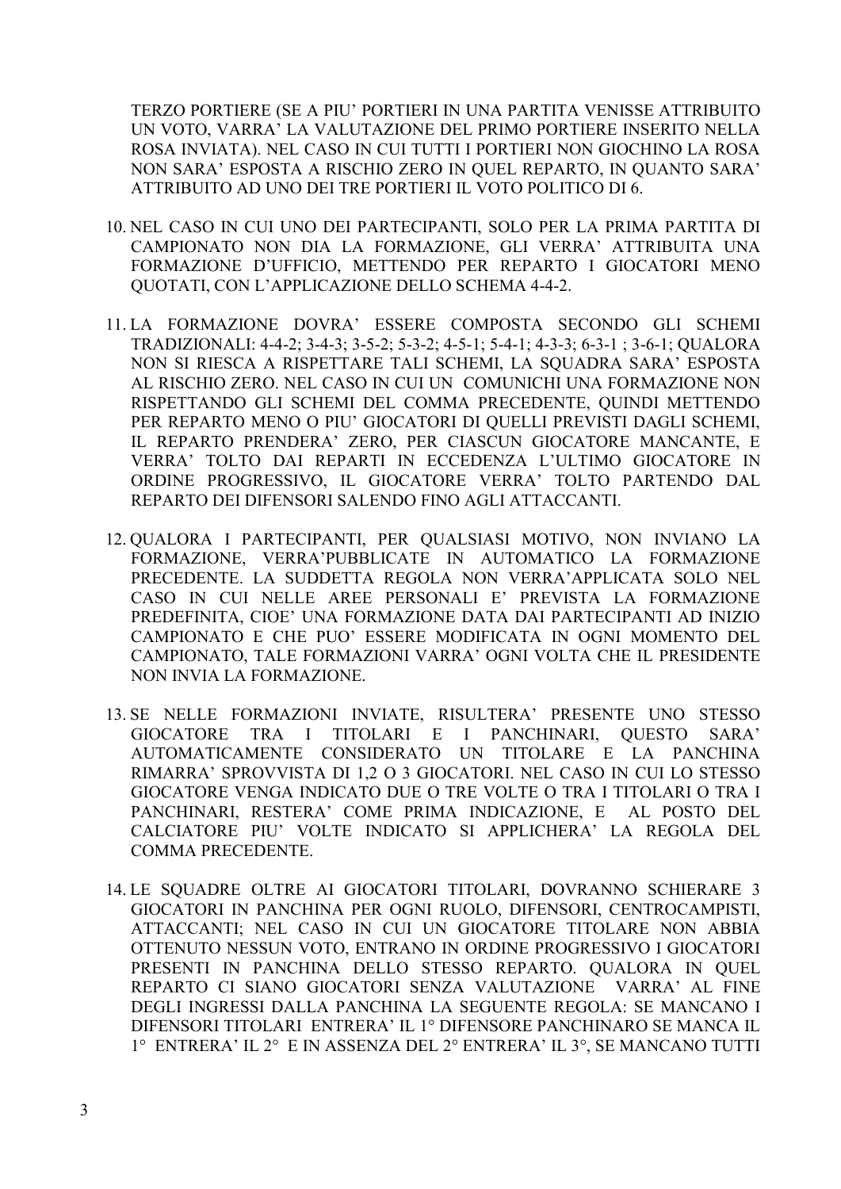TERZO PORTIERE (SE A PIU' PORTIERI IN UNA PARTITA VENISSE ATTRIBUITO UN VOTO, VARRA' LA VALUTAZIONE DEL PRIMO PORTIERE INSERITO NELLA ROSA INVIATA). NEL CASO IN CUI TUTTI I PORTIERI NON GIOCHINO LA ROSA NON SARA' ESPOSTA A RISCHIO ZERO IN QUEL REPARTO, IN QUANTO SARA' ATTRIBUITO AD UNO DEI TRE PORTIERI IL VOTO POLITICO DI 6.

10. NEL CASO IN CUI UNO DEI PARTECIPANTI, SOLO PER LA PRIMA PARTITA DI CAMPIONATO NON DIA LA FORMAZIONE, GLI VERRA' ATTRIBUITA UNA FORMAZIONE D'UFFICIO, METTENDO PER REPARTO I GIOCATORI MENO QUOTATI, CON L'APPLICAZIONE DELLO SCHEMA 4-4-2.

11. LA FORMAZIONE DOVRA' ESSERE COMPOSTA SECONDO GLI SCHEMI TRADIZIONALI: 4-4-2; 3-4-3; 3-5-2; 5-3-2; 4-5-1; 5-4-1; 4-3-3; 6-3-1 ; 3-6-1; QUALORA NON SI RIESCA A RISPETTARE TALI SCHEMI, LA SQUADRA SARA' ESPOSTA AL RISCHIO ZERO. NEL CASO IN CUI UN COMUNICHI UNA FORMAZIONE NON RISPETTANDO GLI SCHEMI DEL COMMA PRECEDENTE, QUINDI METTENDO PER REPARTO MENO O PIU' GIOCATORI DI QUELLI PREVISTI DAGLI SCHEMI, IL REPARTO PRENDERA' ZERO, PER CIASCUN GIOCATORE MANCANTE, E VERRA' TOLTO DAI REPARTI IN ECCEDENZA L'ULTIMO GIOCATORE IN ORDINE PROGRESSIVO, IL GIOCATORE VERRA' TOLTO PARTENDO DAL REPARTO DEI DIFENSORI SALENDO FINO AGLI ATTACCANTI.

12. QUALORA I PARTECIPANTI, PER QUALSIASI MOTIVO, NON INVIANO LA FORMAZIONE, VERRA'PUBBLICATE IN AUTOMATICO LA FORMAZIONE PRECEDENTE. LA SUDDETTA REGOLA NON VERRA'APPLICATA SOLO NEL CASO IN CUI NELLE AREE PERSONALI E' PREVISTA LA FORMAZIONE PREDEFINITA, CIOE' UNA FORMAZIONE DATA DAI PARTECIPANTI AD INIZIO CAMPIONATO E CHE PUO' ESSERE MODIFICATA IN OGNI MOMENTO DEL CAMPIONATO, TALE FORMAZIONI VARRA' OGNI VOLTA CHE IL PRESIDENTE NON INVIA LA FORMAZIONE.

13. SE NELLE FORMAZIONI INVIATE, RISULTERA' PRESENTE UNO STESSO GIOCATORE TRA I TITOLARI E I PANCHINARI, QUESTO SARA' AUTOMATICAMENTE CONSIDERATO UN TITOLARE E LA PANCHINA RIMARRA' SPROVVISTA DI 1,2 O 3 GIOCATORI. NEL CASO IN CUI LO STESSO GIOCATORE VENGA INDICATO DUE O TRE VOLTE O TRA I TITOLARI O TRA I PANCHINARI, RESTERA' COME PRIMA INDICAZIONE, E AL POSTO DEL CALCIATORE PIU' VOLTE INDICATO SI APPLICHERA' LA REGOLA DEL COMMA PRECEDENTE.

14. LE SQUADRE OLTRE AI GIOCATORI TITOLARI, DOVRANNO SCHIERARE 3 GIOCATORI IN PANCHINA PER OGNI RUOLO, DIFENSORI, CENTROCAMPISTI, ATTACCANTI; NEL CASO IN CUI UN GIOCATORE TITOLARE NON ABBIA OTTENUTO NESSUN VOTO, ENTRANO IN ORDINE PROGRESSIVO I GIOCATORI PRESENTI IN PANCHINA DELLO STESSO REPARTO. QUALORA IN QUEL REPARTO CI SIANO GIOCATORI SENZA VALUTAZIONE VARRA' AL FINE DEGLI INGRESSI DALLA PANCHINA LA SEGUENTE REGOLA: SE MANCANO I DIFENSORI TITOLARI ENTRERA' IL 1° DIFENSORE PANCHINARO SE MANCA IL 1° ENTRERA' IL 2° E IN ASSENZA DEL 2° ENTRERA' IL 3°, SE MANCANO TUTTI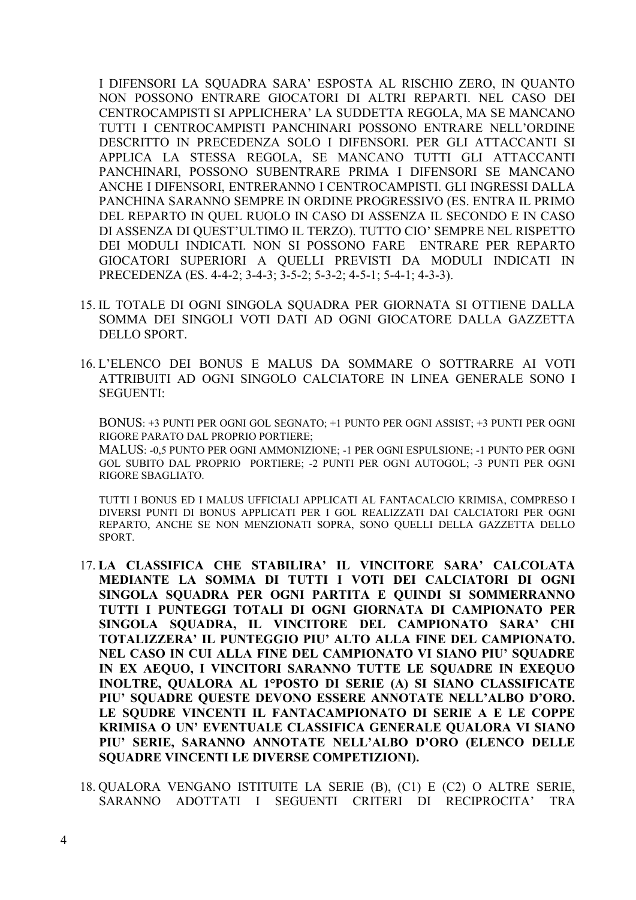I DIFENSORI LA SQUADRA SARA' ESPOSTA AL RISCHIO ZERO, IN QUANTO NON POSSONO ENTRARE GIOCATORI DI ALTRI REPARTI. NEL CASO DEI CENTROCAMPISTI SI APPLICHERA' LA SUDDETTA REGOLA, MA SE MANCANO TUTTI I CENTROCAMPISTI PANCHINARI POSSONO ENTRARE NELL'ORDINE DESCRITTO IN PRECEDENZA SOLO I DIFENSORI. PER GLI ATTACCANTI SI APPLICA LA STESSA REGOLA, SE MANCANO TUTTI GLI ATTACCANTI PANCHINARI, POSSONO SUBENTRARE PRIMA I DIFENSORI SE MANCANO ANCHE I DIFENSORI, ENTRERANNO I CENTROCAMPISTI. GLI INGRESSI DALLA PANCHINA SARANNO SEMPRE IN ORDINE PROGRESSIVO (ES. ENTRA IL PRIMO DEL REPARTO IN QUEL RUOLO IN CASO DI ASSENZA IL SECONDO E IN CASO DI ASSENZA DI QUEST'ULTIMO IL TERZO). TUTTO CIO' SEMPRE NEL RISPETTO DEI MODULI INDICATI. NON SI POSSONO FARE ENTRARE PER REPARTO GIOCATORI SUPERIORI A QUELLI PREVISTI DA MODULI INDICATI IN PRECEDENZA (ES. 4-4-2; 3-4-3; 3-5-2; 5-3-2; 4-5-1; 5-4-1; 4-3-3).

15. IL TOTALE DI OGNI SINGOLA SQUADRA PER GIORNATA SI OTTIENE DALLA SOMMA DEI SINGOLI VOTI DATI AD OGNI GIOCATORE DALLA GAZZETTA DELLO SPORT.

16. L'ELENCO DEI BONUS E MALUS DA SOMMARE O SOTTRARRE AI VOTI ATTRIBUITI AD OGNI SINGOLO CALCIATORE IN LINEA GENERALE SONO I SEGUENTI:

    BONUS: +3 PUNTI PER OGNI GOL SEGNATO; +1 PUNTO PER OGNI ASSIST; +3 PUNTI PER OGNI RIGORE PARATO DAL PROPRIO PORTIERE;
    MALUS: -0,5 PUNTO PER OGNI AMMONIZIONE; -1 PER OGNI ESPULSIONE; -1 PUNTO PER OGNI GOL SUBITO DAL PROPRIO PORTIERE; -2 PUNTI PER OGNI AUTOGOL; -3 PUNTI PER OGNI RIGORE SBAGLIATO.

    TUTTI I BONUS ED I MALUS UFFICIALI APPLICATI AL FANTACALCIO KRIMISA, COMPRESO I DIVERSI PUNTI DI BONUS APPLICATI PER I GOL REALIZZATI DAI CALCIATORI PER OGNI REPARTO, ANCHE SE NON MENZIONATI SOPRA, SONO QUELLI DELLA GAZZETTA DELLO SPORT.

17. **LA CLASSIFICA CHE STABILIRA' IL VINCITORE SARA' CALCOLATA MEDIANTE LA SOMMA DI TUTTI I VOTI DEI CALCIATORI DI OGNI SINGOLA SQUADRA PER OGNI PARTITA E QUINDI SI SOMMERRANNO TUTTI I PUNTEGGI TOTALI DI OGNI GIORNATA DI CAMPIONATO PER SINGOLA SQUADRA, IL VINCITORE DEL CAMPIONATO SARA' CHI TOTALIZZERA' IL PUNTEGGIO PIU' ALTO ALLA FINE DEL CAMPIONATO. NEL CASO IN CUI ALLA FINE DEL CAMPIONATO VI SIANO PIU' SQUADRE IN EX AEQUO, I VINCITORI SARANNO TUTTE LE SQUADRE IN EXEQUO INOLTRE, QUALORA AL 1°POSTO DI SERIE (A) SI SIANO CLASSIFICATE PIU' SQUADRE QUESTE DEVONO ESSERE ANNOTATE NELL'ALBO D'ORO. LE SQUDRE VINCENTI IL FANTACAMPIONATO DI SERIE A E LE COPPE KRIMISA O UN' EVENTUALE CLASSIFICA GENERALE QUALORA VI SIANO PIU' SERIE, SARANNO ANNOTATE NELL'ALBO D'ORO (ELENCO DELLE SQUADRE VINCENTI LE DIVERSE COMPETIZIONI).**

18. QUALORA VENGANO ISTITUITE LA SERIE (B), (C1) E (C2) O ALTRE SERIE, SARANNO ADOTTATI I SEGUENTI CRITERI DI RECIPROCITA' TRA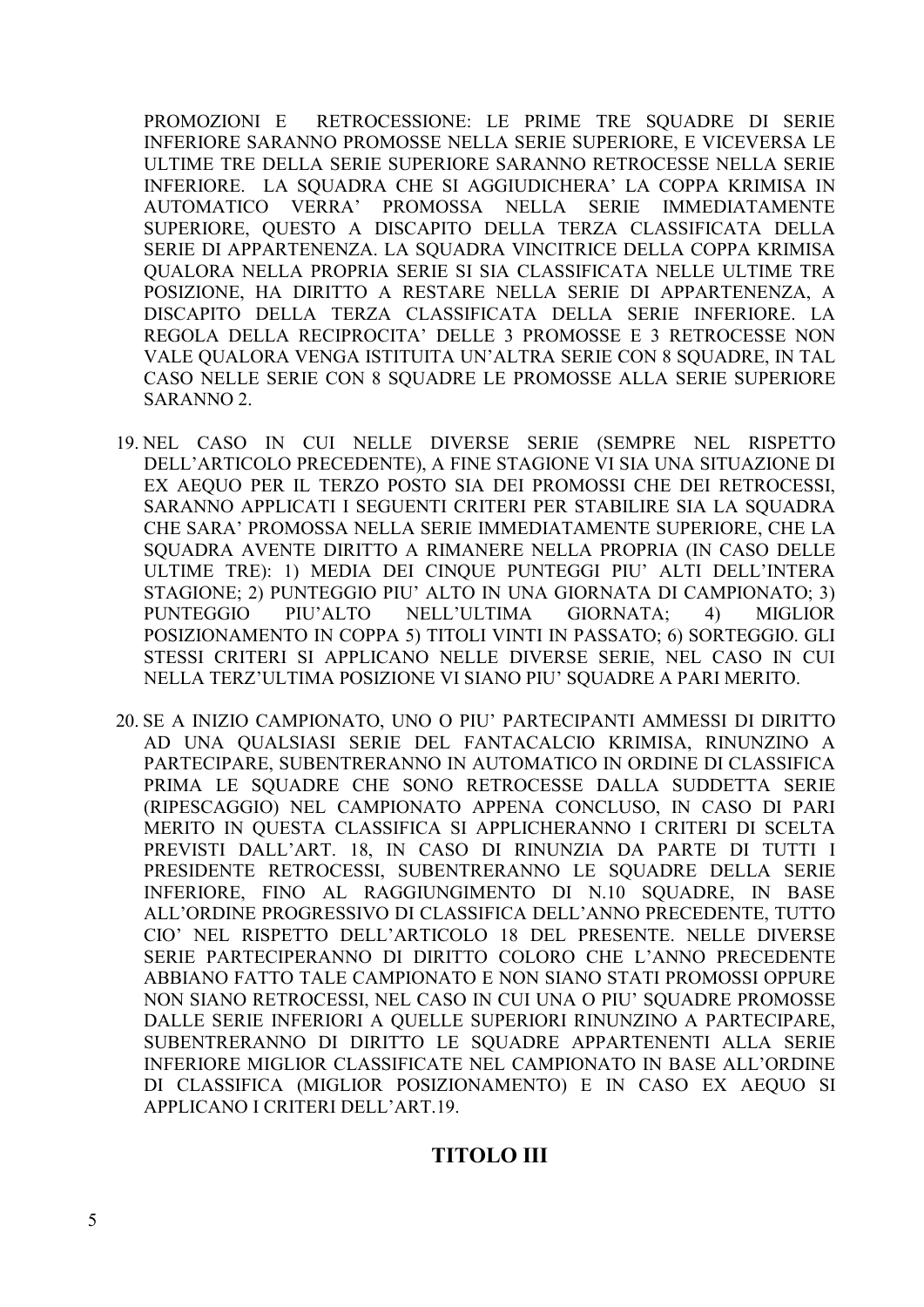PROMOZIONI E RETROCESSIONE: LE PRIME TRE SQUADRE DI SERIE INFERIORE SARANNO PROMOSSE NELLA SERIE SUPERIORE, E VICEVERSA LE ULTIME TRE DELLA SERIE SUPERIORE SARANNO RETROCESSE NELLA SERIE INFERIORE. LA SQUADRA CHE SI AGGIUDICHERA' LA COPPA KRIMISA IN AUTOMATICO VERRA' PROMOSSA NELLA SERIE IMMEDIATAMENTE SUPERIORE, QUESTO A DISCAPITO DELLA TERZA CLASSIFICATA DELLA SERIE DI APPARTENENZA. LA SQUADRA VINCITRICE DELLA COPPA KRIMISA QUALORA NELLA PROPRIA SERIE SI SIA CLASSIFICATA NELLE ULTIME TRE POSIZIONE, HA DIRITTO A RESTARE NELLA SERIE DI APPARTENENZA, A DISCAPITO DELLA TERZA CLASSIFICATA DELLA SERIE INFERIORE. LA REGOLA DELLA RECIPROCITA' DELLE 3 PROMOSSE E 3 RETROCESSE NON VALE QUALORA VENGA ISTITUITA UN'ALTRA SERIE CON 8 SQUADRE, IN TAL CASO NELLE SERIE CON 8 SQUADRE LE PROMOSSE ALLA SERIE SUPERIORE SARANNO 2.

19. NEL CASO IN CUI NELLE DIVERSE SERIE (SEMPRE NEL RISPETTO DELL'ARTICOLO PRECEDENTE), A FINE STAGIONE VI SIA UNA SITUAZIONE DI EX AEQUO PER IL TERZO POSTO SIA DEI PROMOSSI CHE DEI RETROCESSI, SARANNO APPLICATI I SEGUENTI CRITERI PER STABILIRE SIA LA SQUADRA CHE SARA' PROMOSSA NELLA SERIE IMMEDIATAMENTE SUPERIORE, CHE LA SQUADRA AVENTE DIRITTO A RIMANERE NELLA PROPRIA (IN CASO DELLE ULTIME TRE): 1) MEDIA DEI CINQUE PUNTEGGI PIU' ALTI DELL'INTERA STAGIONE; 2) PUNTEGGIO PIU' ALTO IN UNA GIORNATA DI CAMPIONATO; 3) PUNTEGGIO PIU'ALTO NELL'ULTIMA GIORNATA; 4) MIGLIOR POSIZIONAMENTO IN COPPA 5) TITOLI VINTI IN PASSATO; 6) SORTEGGIO. GLI STESSI CRITERI SI APPLICANO NELLE DIVERSE SERIE, NEL CASO IN CUI NELLA TERZ'ULTIMA POSIZIONE VI SIANO PIU' SQUADRE A PARI MERITO.

20. SE A INIZIO CAMPIONATO, UNO O PIU' PARTECIPANTI AMMESSI DI DIRITTO AD UNA QUALSIASI SERIE DEL FANTACALCIO KRIMISA, RINUNZINO A PARTECIPARE, SUBENTRERANNO IN AUTOMATICO IN ORDINE DI CLASSIFICA PRIMA LE SQUADRE CHE SONO RETROCESSE DALLA SUDDETTA SERIE (RIPESCAGGIO) NEL CAMPIONATO APPENA CONCLUSO, IN CASO DI PARI MERITO IN QUESTA CLASSIFICA SI APPLICHERANNO I CRITERI DI SCELTA PREVISTI DALL'ART. 18, IN CASO DI RINUNZIA DA PARTE DI TUTTI I PRESIDENTE RETROCESSI, SUBENTRERANNO LE SQUADRE DELLA SERIE INFERIORE, FINO AL RAGGIUNGIMENTO DI N.10 SQUADRE, IN BASE ALL'ORDINE PROGRESSIVO DI CLASSIFICA DELL'ANNO PRECEDENTE, TUTTO CIO' NEL RISPETTO DELL'ARTICOLO 18 DEL PRESENTE. NELLE DIVERSE SERIE PARTECIPERANNO DI DIRITTO COLORO CHE L'ANNO PRECEDENTE ABBIANO FATTO TALE CAMPIONATO E NON SIANO STATI PROMOSSI OPPURE NON SIANO RETROCESSI, NEL CASO IN CUI UNA O PIU' SQUADRE PROMOSSE DALLE SERIE INFERIORI A QUELLE SUPERIORI RINUNZINO A PARTECIPARE, SUBENTRERANNO DI DIRITTO LE SQUADRE APPARTENENTI ALLA SERIE INFERIORE MIGLIOR CLASSIFICATE NEL CAMPIONATO IN BASE ALL'ORDINE DI CLASSIFICA (MIGLIOR POSIZIONAMENTO) E IN CASO EX AEQUO SI APPLICANO I CRITERI DELL'ART.19.

## TITOLO III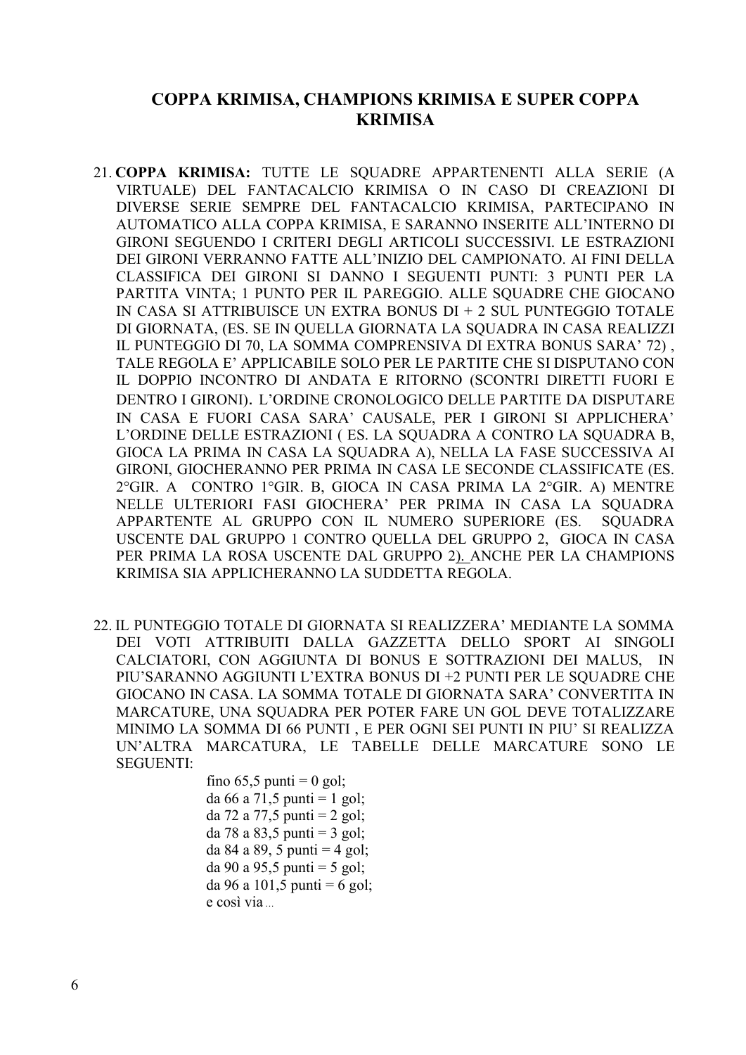# COPPA KRIMISA, CHAMPIONS KRIMISA E SUPER COPPA KRIMISA

21. **COPPA KRIMISA:** TUTTE LE SQUADRE APPARTENENTI ALLA SERIE (A VIRTUALE) DEL FANTACALCIO KRIMISA O IN CASO DI CREAZIONI DI DIVERSE SERIE SEMPRE DEL FANTACALCIO KRIMISA, PARTECIPANO IN AUTOMATICO ALLA COPPA KRIMISA, E SARANNO INSERITE ALL'INTERNO DI GIRONI SEGUENDO I CRITERI DEGLI ARTICOLI SUCCESSIVI. LE ESTRAZIONI DEI GIRONI VERRANNO FATTE ALL'INIZIO DEL CAMPIONATO. AI FINI DELLA CLASSIFICA DEI GIRONI SI DANNO I SEGUENTI PUNTI: 3 PUNTI PER LA PARTITA VINTA; 1 PUNTO PER IL PAREGGIO. ALLE SQUADRE CHE GIOCANO IN CASA SI ATTRIBUISCE UN EXTRA BONUS DI + 2 SUL PUNTEGGIO TOTALE DI GIORNATA, (ES. SE IN QUELLA GIORNATA LA SQUADRA IN CASA REALIZZI IL PUNTEGGIO DI 70, LA SOMMA COMPRENSIVA DI EXTRA BONUS SARA' 72) , TALE REGOLA E' APPLICABILE SOLO PER LE PARTITE CHE SI DISPUTANO CON IL DOPPIO INCONTRO DI ANDATA E RITORNO (SCONTRI DIRETTI FUORI E DENTRO I GIRONI). L'ORDINE CRONOLOGICO DELLE PARTITE DA DISPUTARE IN CASA E FUORI CASA SARA' CAUSALE, PER I GIRONI SI APPLICHERA' L'ORDINE DELLE ESTRAZIONI ( ES. LA SQUADRA A CONTRO LA SQUADRA B, GIOCA LA PRIMA IN CASA LA SQUADRA A), NELLA LA FASE SUCCESSIVA AI GIRONI, GIOCHERANNO PER PRIMA IN CASA LE SECONDE CLASSIFICATE (ES. 2°GIR. A CONTRO 1°GIR. B, GIOCA IN CASA PRIMA LA 2°GIR. A) MENTRE NELLE ULTERIORI FASI GIOCHERA' PER PRIMA IN CASA LA SQUADRA APPARTENENTE AL GRUPPO CON IL NUMERO SUPERIORE (ES. SQUADRA USCENTE DAL GRUPPO 1 CONTRO QUELLA DEL GRUPPO 2, GIOCA IN CASA PER PRIMA LA ROSA USCENTE DAL GRUPPO 2). ANCHE PER LA CHAMPIONS KRIMISA SIA APPLICHERANNO LA SUDDETTA REGOLA.

22. IL PUNTEGGIO TOTALE DI GIORNATA SI REALIZZERA' MEDIANTE LA SOMMA DEI VOTI ATTRIBUITI DALLA GAZZETTA DELLO SPORT AI SINGOLI CALCIATORI, CON AGGIUNTA DI BONUS E SOTTRAZIONI DEI MALUS, IN PIU'SARANNO AGGIUNTI L'EXTRA BONUS DI +2 PUNTI PER LE SQUADRE CHE GIOCANO IN CASA. LA SOMMA TOTALE DI GIORNATA SARA' CONVERTITA IN MARCATURE, UNA SQUADRA PER POTER FARE UN GOL DEVE TOTALIZZARE MINIMO LA SOMMA DI 66 PUNTI , E PER OGNI SEI PUNTI IN PIU' SI REALIZZA UN'ALTRA MARCATURA, LE TABELLE DELLE MARCATURE SONO LE SEGUENTI:

    fino 65,5 punti = 0 gol;
    da 66 a 71,5 punti = 1 gol;
    da 72 a 77,5 punti = 2 gol;
    da 78 a 83,5 punti = 3 gol;
    da 84 a 89, 5 punti = 4 gol;
    da 90 a 95,5 punti = 5 gol;
    da 96 a 101,5 punti = 6 gol;
    e così via ...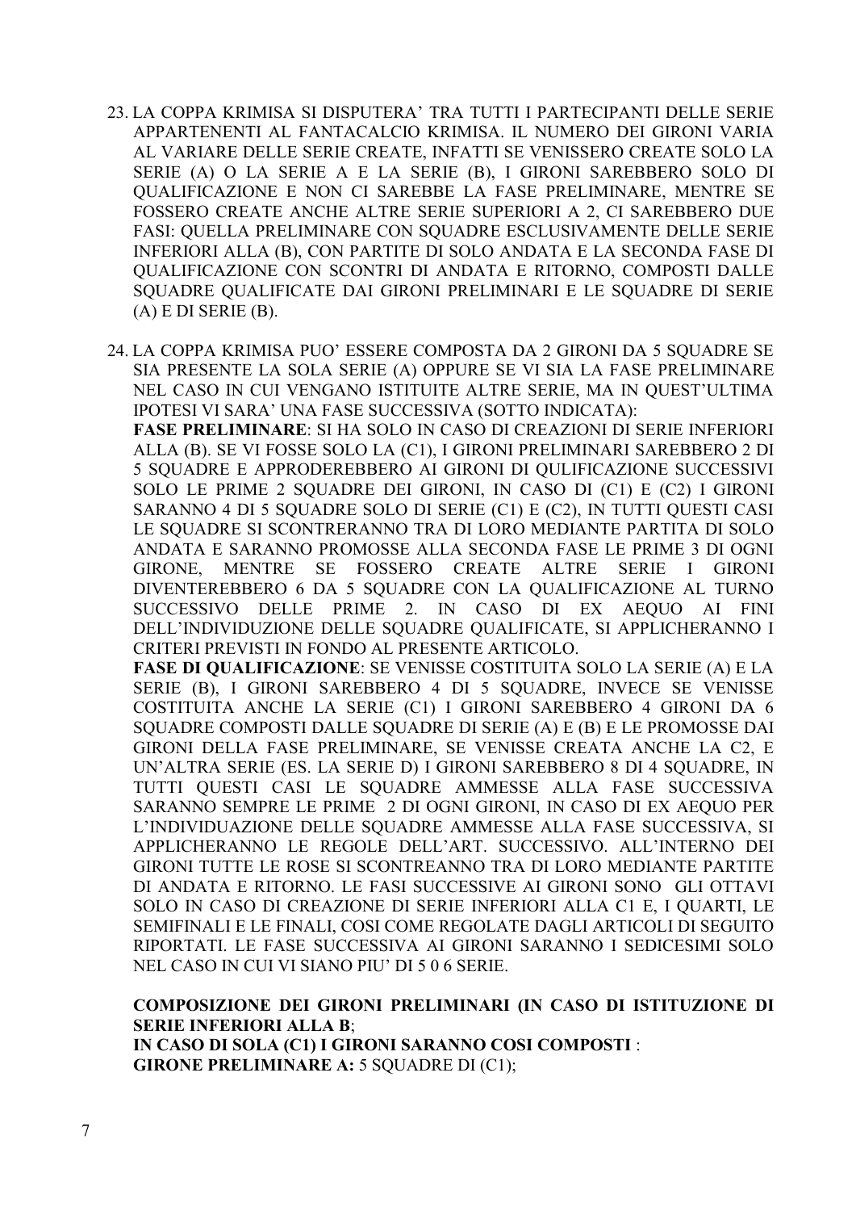23. LA COPPA KRIMISA SI DISPUTERA' TRA TUTTI I PARTECIPANTI DELLE SERIE APPARTENENTI AL FANTACALCIO KRIMISA. IL NUMERO DEI GIRONI VARIA AL VARIARE DELLE SERIE CREATE, INFATTI SE VENISSERO CREATE SOLO LA SERIE (A) O LA SERIE A E LA SERIE (B), I GIRONI SAREBBERO SOLO DI QUALIFICAZIONE E NON CI SAREBBE LA FASE PRELIMINARE, MENTRE SE FOSSERO CREATE ANCHE ALTRE SERIE SUPERIORI A 2, CI SAREBBERO DUE FASI: QUELLA PRELIMINARE CON SQUADRE ESCLUSIVAMENTE DELLE SERIE INFERIORI ALLA (B), CON PARTITE DI SOLO ANDATA E LA SECONDA FASE DI QUALIFICAZIONE CON SCONTRI DI ANDATA E RITORNO, COMPOSTI DALLE SQUADRE QUALIFICATE DAI GIRONI PRELIMINARI E LE SQUADRE DI SERIE (A) E DI SERIE (B).

24. LA COPPA KRIMISA PUO' ESSERE COMPOSTA DA 2 GIRONI DA 5 SQUADRE SE SIA PRESENTE LA SOLA SERIE (A) OPPURE SE VI SIA LA FASE PRELIMINARE NEL CASO IN CUI VENGANO ISTITUITE ALTRE SERIE, MA IN QUEST'ULTIMA IPOTESI VI SARA' UNA FASE SUCCESSIVA (SOTTO INDICATA):
**FASE PRELIMINARE**: SI HA SOLO IN CASO DI CREAZIONI DI SERIE INFERIORI ALLA (B). SE VI FOSSE SOLO LA (C1), I GIRONI PRELIMINARI SAREBBERO 2 DI 5 SQUADRE E APPRODEREBBERO AI GIRONI DI QULIFICAZIONE SUCCESSIVI SOLO LE PRIME 2 SQUADRE DEI GIRONI, IN CASO DI (C1) E (C2) I GIRONI SARANNO 4 DI 5 SQUADRE SOLO DI SERIE (C1) E (C2), IN TUTTI QUESTI CASI LE SQUADRE SI SCONTRERANNO TRA DI LORO MEDIANTE PARTITA DI SOLO ANDATA E SARANNO PROMOSSE ALLA SECONDA FASE LE PRIME 3 DI OGNI GIRONE, MENTRE SE FOSSERO CREATE ALTRE SERIE I GIRONI DIVENTEREBBERO 6 DA 5 SQUADRE CON LA QUALIFICAZIONE AL TURNO SUCCESSIVO DELLE PRIME 2. IN CASO DI EX AEQUO AI FINI DELL'INDIVIDUAZIONE DELLE SQUADRE QUALIFICATE, SI APPLICHERANNO I CRITERI PREVISTI IN FONDO AL PRESENTE ARTICOLO.
**FASE DI QUALIFICAZIONE**: SE VENISSE COSTITUITA SOLO LA SERIE (A) E LA SERIE (B), I GIRONI SAREBBERO 4 DI 5 SQUADRE, INVECE SE VENISSE COSTITUITA ANCHE LA SERIE (C1) I GIRONI SAREBBERO 4 GIRONI DA 6 SQUADRE COMPOSTI DALLE SQUADRE DI SERIE (A) E (B) E LE PROMOSSE DAI GIRONI DELLA FASE PRELIMINARE, SE VENISSE CREATA ANCHE LA C2, E UN'ALTRA SERIE (ES. LA SERIE D) I GIRONI SAREBBERO 8 DI 4 SQUADRE, IN TUTTI QUESTI CASI LE SQUADRE AMMESSE ALLA FASE SUCCESSIVA SARANNO SEMPRE LE PRIME 2 DI OGNI GIRONI, IN CASO DI EX AEQUO PER L'INDIVIDUAZIONE DELLE SQUADRE AMMESSE ALLA FASE SUCCESSIVA, SI APPLICHERANNO LE REGOLE DELL'ART. SUCCESSIVO. ALL'INTERNO DEI GIRONI TUTTE LE ROSE SI SCONTREANNO TRA DI LORO MEDIANTE PARTITE DI ANDATA E RITORNO. LE FASI SUCCESSIVE AI GIRONI SONO GLI OTTAVI SOLO IN CASO DI CREAZIONE DI SERIE INFERIORI ALLA C1 E, I QUARTI, LE SEMIFINALI E LE FINALI, COSI COME REGOLATE DAGLI ARTICOLI DI SEGUITO RIPORTATI. LE FASE SUCCESSIVA AI GIRONI SARANNO I SEDICESIMI SOLO NEL CASO IN CUI VI SIANO PIU' DI 5 0 6 SERIE.

**COMPOSIZIONE DEI GIRONI PRELIMINARI (IN CASO DI ISTITUZIONE DI SERIE INFERIORI ALLA B**;
**IN CASO DI SOLA (C1) I GIRONI SARANNO COSI COMPOSTI** :
**GIRONE PRELIMINARE A:** 5 SQUADRE DI (C1);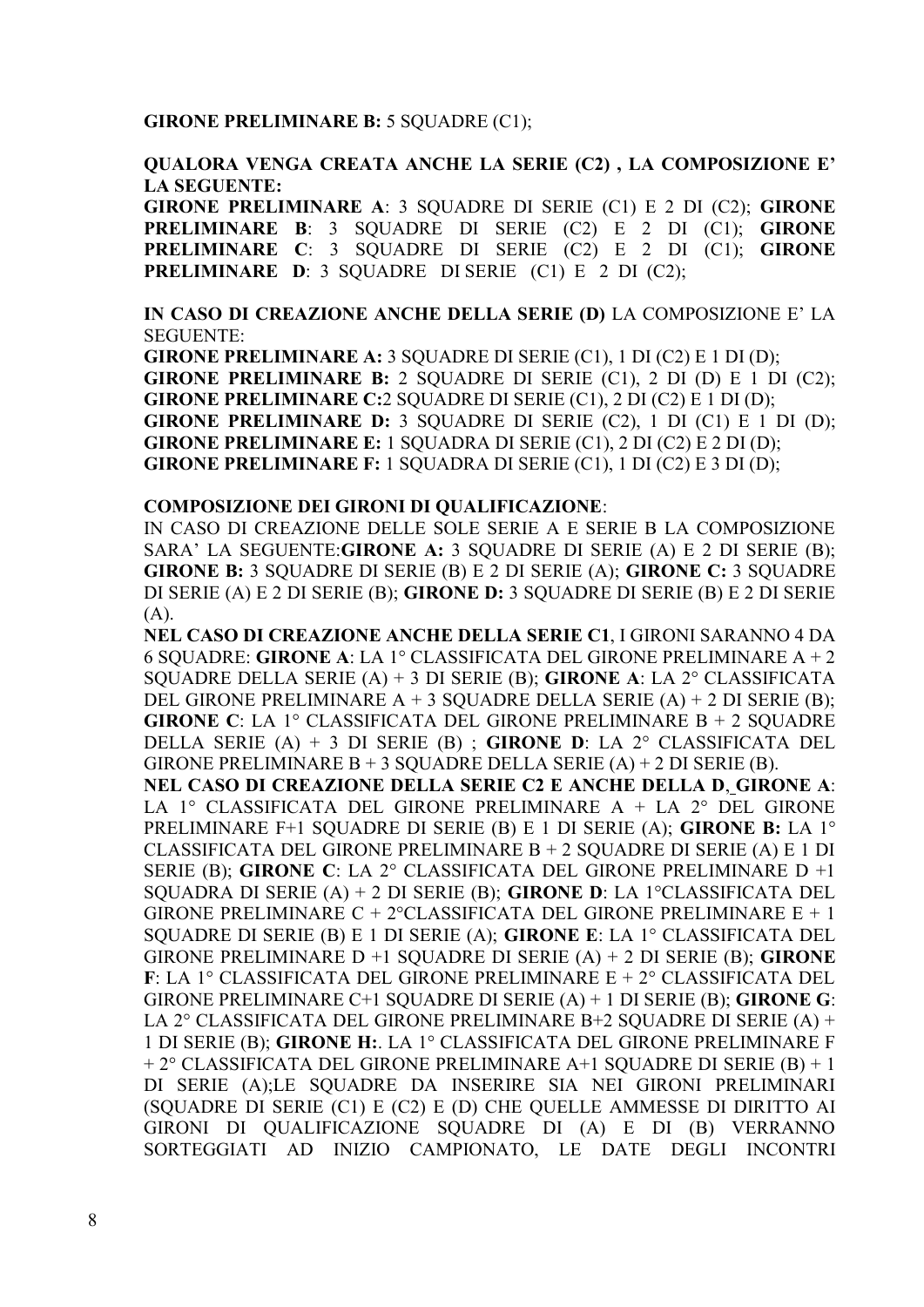**GIRONE PRELIMINARE B:** 5 SQUADRE (C1);

**QUALORA VENGA CREATA ANCHE LA SERIE (C2) , LA COMPOSIZIONE E' LA SEGUENTE:**
**GIRONE PRELIMINARE A**: 3 SQUADRE DI SERIE (C1) E 2 DI (C2); **GIRONE PRELIMINARE B**: 3 SQUADRE DI SERIE (C2) E 2 DI (C1); **GIRONE PRELIMINARE C**: 3 SQUADRE DI SERIE (C2) E 2 DI (C1); **GIRONE PRELIMINARE D**: 3 SQUADRE DI SERIE (C1) E 2 DI (C2);

**IN CASO DI CREAZIONE ANCHE DELLA SERIE (D)** LA COMPOSIZIONE E' LA SEGUENTE:
**GIRONE PRELIMINARE A:** 3 SQUADRE DI SERIE (C1), 1 DI (C2) E 1 DI (D);
**GIRONE PRELIMINARE B:** 2 SQUADRE DI SERIE (C1), 2 DI (D) E 1 DI (C2);
**GIRONE PRELIMINARE C:**2 SQUADRE DI SERIE (C1), 2 DI (C2) E 1 DI (D);
**GIRONE PRELIMINARE D:** 3 SQUADRE DI SERIE (C2), 1 DI (C1) E 1 DI (D);
**GIRONE PRELIMINARE E:** 1 SQUADRA DI SERIE (C1), 2 DI (C2) E 2 DI (D);
**GIRONE PRELIMINARE F:** 1 SQUADRA DI SERIE (C1), 1 DI (C2) E 3 DI (D);

**COMPOSIZIONE DEI GIRONI DI QUALIFICAZIONE**:
IN CASO DI CREAZIONE DELLE SOLE SERIE A E SERIE B LA COMPOSIZIONE SARA' LA SEGUENTE:**GIRONE A:** 3 SQUADRE DI SERIE (A) E 2 DI SERIE (B); **GIRONE B:** 3 SQUADRE DI SERIE (B) E 2 DI SERIE (A); **GIRONE C:** 3 SQUADRE DI SERIE (A) E 2 DI SERIE (B); **GIRONE D:** 3 SQUADRE DI SERIE (B) E 2 DI SERIE (A).
**NEL CASO DI CREAZIONE ANCHE DELLA SERIE C1**, I GIRONI SARANNO 4 DA 6 SQUADRE: **GIRONE A**: LA 1° CLASSIFICATA DEL GIRONE PRELIMINARE A + 2 SQUADRE DELLA SERIE (A) + 3 DI SERIE (B); **GIRONE A**: LA 2° CLASSIFICATA DEL GIRONE PRELIMINARE A + 3 SQUADRE DELLA SERIE (A) + 2 DI SERIE (B); **GIRONE C**: LA 1° CLASSIFICATA DEL GIRONE PRELIMINARE B + 2 SQUADRE DELLA SERIE (A) + 3 DI SERIE (B) ; **GIRONE D**: LA 2° CLASSIFICATA DEL GIRONE PRELIMINARE B + 3 SQUADRE DELLA SERIE (A) + 2 DI SERIE (B).
**NEL CASO DI CREAZIONE DELLA SERIE C2 E ANCHE DELLA D, GIRONE A**: LA 1° CLASSIFICATA DEL GIRONE PRELIMINARE A + LA 2° DEL GIRONE PRELIMINARE F+1 SQUADRE DI SERIE (B) E 1 DI SERIE (A); **GIRONE B:** LA 1° CLASSIFICATA DEL GIRONE PRELIMINARE B + 2 SQUADRE DI SERIE (A) E 1 DI SERIE (B); **GIRONE C**: LA 2° CLASSIFICATA DEL GIRONE PRELIMINARE D +1 SQUADRA DI SERIE (A) + 2 DI SERIE (B); **GIRONE D**: LA 1°CLASSIFICATA DEL GIRONE PRELIMINARE C + 2°CLASSIFICATA DEL GIRONE PRELIMINARE E + 1 SQUADRE DI SERIE (B) E 1 DI SERIE (A); **GIRONE E**: LA 1° CLASSIFICATA DEL GIRONE PRELIMINARE D +1 SQUADRE DI SERIE (A) + 2 DI SERIE (B); **GIRONE F**: LA 1° CLASSIFICATA DEL GIRONE PRELIMINARE E + 2° CLASSIFICATA DEL GIRONE PRELIMINARE C+1 SQUADRE DI SERIE (A) + 1 DI SERIE (B); **GIRONE G**: LA 2° CLASSIFICATA DEL GIRONE PRELIMINARE B+2 SQUADRE DI SERIE (A) + 1 DI SERIE (B); **GIRONE H:**. LA 1° CLASSIFICATA DEL GIRONE PRELIMINARE F + 2° CLASSIFICATA DEL GIRONE PRELIMINARE A+1 SQUADRE DI SERIE (B) + 1 DI SERIE (A);LE SQUADRE DA INSERIRE SIA NEI GIRONI PRELIMINARI (SQUADRE DI SERIE (C1) E (C2) E (D) CHE QUELLE AMMESSE DI DIRITTO AI GIRONI DI QUALIFICAZIONE SQUADRE DI (A) E DI (B) VERRANNO SORTEGGIATI AD INIZIO CAMPIONATO, LE DATE DEGLI INCONTRI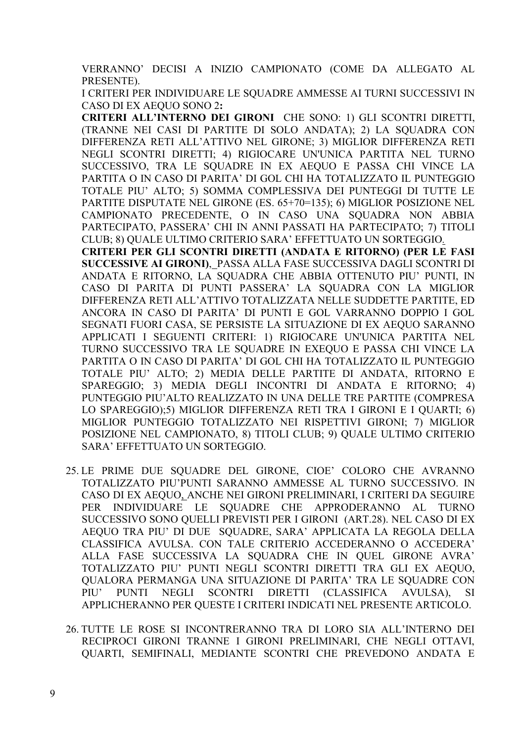VERRANNO' DECISI A INIZIO CAMPIONATO (COME DA ALLEGATO AL PRESENTE).

I CRITERI PER INDIVIDUARE LE SQUADRE AMMESSE AI TURNI SUCCESSIVI IN CASO DI EX AEQUO SONO 2**:**

**CRITERI ALL'INTERNO DEI GIRONI** CHE SONO: 1) GLI SCONTRI DIRETTI, (TRANNE NEI CASI DI PARTITE DI SOLO ANDATA); 2) LA SQUADRA CON DIFFERENZA RETI ALL'ATTIVO NEL GIRONE; 3) MIGLIOR DIFFERENZA RETI NEGLI SCONTRI DIRETTI; 4) RIGIOCARE UN'UNICA PARTITA NEL TURNO SUCCESSIVO, TRA LE SQUADRE IN EX AEQUO E PASSA CHI VINCE LA PARTITA O IN CASO DI PARITA' DI GOL CHI HA TOTALIZZATO IL PUNTEGGIO TOTALE PIU' ALTO; 5) SOMMA COMPLESSIVA DEI PUNTEGGI DI TUTTE LE PARTITE DISPUTATE NEL GIRONE (ES. 65+70=135); 6) MIGLIOR POSIZIONE NEL CAMPIONATO PRECEDENTE, O IN CASO UNA SQUADRA NON ABBIA PARTECIPATO, PASSERA' CHI IN ANNI PASSATI HA PARTECIPATO; 7) TITOLI CLUB; 8) QUALE ULTIMO CRITERIO SARA' EFFETTUATO UN SORTEGGIO.

**CRITERI PER GLI SCONTRI DIRETTI (ANDATA E RITORNO) (PER LE FASI SUCCESSIVE AI GIRONI)**, PASSA ALLA FASE SUCCESSIVA DAGLI SCONTRI DI ANDATA E RITORNO, LA SQUADRA CHE ABBIA OTTENUTO PIU' PUNTI, IN CASO DI PARITA DI PUNTI PASSERA' LA SQUADRA CON LA MIGLIOR DIFFERENZA RETI ALL'ATTIVO TOTALIZZATA NELLE SUDDETTE PARTITE, ED ANCORA IN CASO DI PARITA' DI PUNTI E GOL VARRANNO DOPPIO I GOL SEGNATI FUORI CASA, SE PERSISTE LA SITUAZIONE DI EX AEQUO SARANNO APPLICATI I SEGUENTI CRITERI: 1) RIGIOCARE UN'UNICA PARTITA NEL TURNO SUCCESSIVO TRA LE SQUADRE IN EXEQUO E PASSA CHI VINCE LA PARTITA O IN CASO DI PARITA' DI GOL CHI HA TOTALIZZATO IL PUNTEGGIO TOTALE PIU' ALTO; 2) MEDIA DELLE PARTITE DI ANDATA, RITORNO E SPAREGGIO; 3) MEDIA DEGLI INCONTRI DI ANDATA E RITORNO; 4) PUNTEGGIO PIU'ALTO REALIZZATO IN UNA DELLE TRE PARTITE (COMPRESA LO SPAREGGIO);5) MIGLIOR DIFFERENZA RETI TRA I GIRONI E I QUARTI; 6) MIGLIOR PUNTEGGIO TOTALIZZATO NEI RISPETTIVI GIRONI; 7) MIGLIOR POSIZIONE NEL CAMPIONATO, 8) TITOLI CLUB; 9) QUALE ULTIMO CRITERIO SARA' EFFETTUATO UN SORTEGGIO.

25. LE PRIME DUE SQUADRE DEL GIRONE, CIOE' COLORO CHE AVRANNO TOTALIZZATO PIU'PUNTI SARANNO AMMESSE AL TURNO SUCCESSIVO. IN CASO DI EX AEQUO, ANCHE NEI GIRONI PRELIMINARI, I CRITERI DA SEGUIRE PER INDIVIDUARE LE SQUADRE CHE APPRODERANNO AL TURNO SUCCESSIVO SONO QUELLI PREVISTI PER I GIRONI (ART.28). NEL CASO DI EX AEQUO TRA PIU' DI DUE SQUADRE, SARA' APPLICATA LA REGOLA DELLA CLASSIFICA AVULSA. CON TALE CRITERIO ACCEDERANNO O ACCEDERA' ALLA FASE SUCCESSIVA LA SQUADRA CHE IN QUEL GIRONE AVRA' TOTALIZZATO PIU' PUNTI NEGLI SCONTRI DIRETTI TRA GLI EX AEQUO, QUALORA PERMANGA UNA SITUAZIONE DI PARITA' TRA LE SQUADRE CON PIU' PUNTI NEGLI SCONTRI DIRETTI (CLASSIFICA AVULSA), SI APPLICHERANNO PER QUESTE I CRITERI INDICATI NEL PRESENTE ARTICOLO.

26. TUTTE LE ROSE SI INCONTRERANNO TRA DI LORO SIA ALL'INTERNO DEI RECIPROCI GIRONI TRANNE I GIRONI PRELIMINARI, CHE NEGLI OTTAVI, QUARTI, SEMIFINALI, MEDIANTE SCONTRI CHE PREVEDONO ANDATA E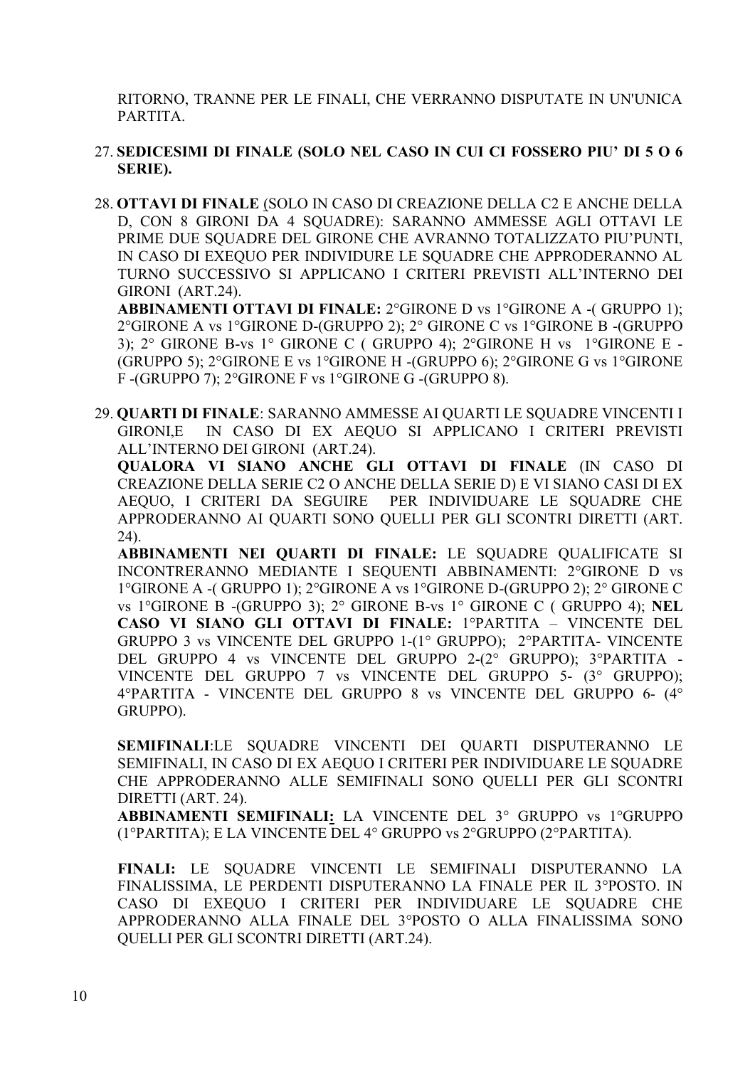RITORNO, TRANNE PER LE FINALI, CHE VERRANNO DISPUTATE IN UN'UNICA PARTITA.

27. **SEDICESIMI DI FINALE (SOLO NEL CASO IN CUI CI FOSSERO PIU' DI 5 O 6 SERIE).**

28. **OTTAVI DI FINALE** (SOLO IN CASO DI CREAZIONE DELLA C2 E ANCHE DELLA D, CON 8 GIRONI DA 4 SQUADRE): SARANNO AMMESSE AGLI OTTAVI LE PRIME DUE SQUADRE DEL GIRONE CHE AVRANNO TOTALIZZATO PIU'PUNTI, IN CASO DI EXEQUO PER INDIVIDURE LE SQUADRE CHE APPRODERANNO AL TURNO SUCCESSIVO SI APPLICANO I CRITERI PREVISTI ALL'INTERNO DEI GIRONI (ART.24).
**ABBINAMENTI OTTAVI DI FINALE:** 2°GIRONE D vs 1°GIRONE A -( GRUPPO 1); 2°GIRONE A vs 1°GIRONE D-(GRUPPO 2); 2° GIRONE C vs 1°GIRONE B -(GRUPPO 3); 2° GIRONE B-vs 1° GIRONE C ( GRUPPO 4); 2°GIRONE H vs 1°GIRONE E -(GRUPPO 5); 2°GIRONE E vs 1°GIRONE H -(GRUPPO 6); 2°GIRONE G vs 1°GIRONE F -(GRUPPO 7); 2°GIRONE F vs 1°GIRONE G -(GRUPPO 8).

29. **QUARTI DI FINALE**: SARANNO AMMESSE AI QUARTI LE SQUADRE VINCENTI I GIRONI,E IN CASO DI EX AEQUO SI APPLICANO I CRITERI PREVISTI ALL'INTERNO DEI GIRONI (ART.24).
**QUALORA VI SIANO ANCHE GLI OTTAVI DI FINALE** (IN CASO DI CREAZIONE DELLA SERIE C2 O ANCHE DELLA SERIE D) E VI SIANO CASI DI EX AEQUO, I CRITERI DA SEGUIRE PER INDIVIDUARE LE SQUADRE CHE APPRODERANNO AI QUARTI SONO QUELLI PER GLI SCONTRI DIRETTI (ART. 24).
**ABBINAMENTI NEI QUARTI DI FINALE:** LE SQUADRE QUALIFICATE SI INCONTRERANNO MEDIANTE I SEQUENTI ABBINAMENTI: 2°GIRONE D vs 1°GIRONE A -( GRUPPO 1); 2°GIRONE A vs 1°GIRONE D-(GRUPPO 2); 2° GIRONE C vs 1°GIRONE B -(GRUPPO 3); 2° GIRONE B-vs 1° GIRONE C ( GRUPPO 4); **NEL CASO VI SIANO GLI OTTAVI DI FINALE:** 1°PARTITA – VINCENTE DEL GRUPPO 3 vs VINCENTE DEL GRUPPO 1-(1° GRUPPO); 2°PARTITA- VINCENTE DEL GRUPPO 4 vs VINCENTE DEL GRUPPO 2-(2° GRUPPO); 3°PARTITA - VINCENTE DEL GRUPPO 7 vs VINCENTE DEL GRUPPO 5- (3° GRUPPO); 4°PARTITA - VINCENTE DEL GRUPPO 8 vs VINCENTE DEL GRUPPO 6- (4° GRUPPO).

**SEMIFINALI**:LE SQUADRE VINCENTI DEI QUARTI DISPUTERANNO LE SEMIFINALI, IN CASO DI EX AEQUO I CRITERI PER INDIVIDUARE LE SQUADRE CHE APPRODERANNO ALLE SEMIFINALI SONO QUELLI PER GLI SCONTRI DIRETTI (ART. 24).
**ABBINAMENTI SEMIFINALI:** LA VINCENTE DEL 3° GRUPPO vs 1°GRUPPO (1°PARTITA); E LA VINCENTE DEL 4° GRUPPO vs 2°GRUPPO (2°PARTITA).

**FINALI:** LE SQUADRE VINCENTI LE SEMIFINALI DISPUTERANNO LA FINALISSIMA, LE PERDENTI DISPUTERANNO LA FINALE PER IL 3°POSTO. IN CASO DI EXEQUO I CRITERI PER INDIVIDUARE LE SQUADRE CHE APPRODERANNO ALLA FINALE DEL 3°POSTO O ALLA FINALISSIMA SONO QUELLI PER GLI SCONTRI DIRETTI (ART.24).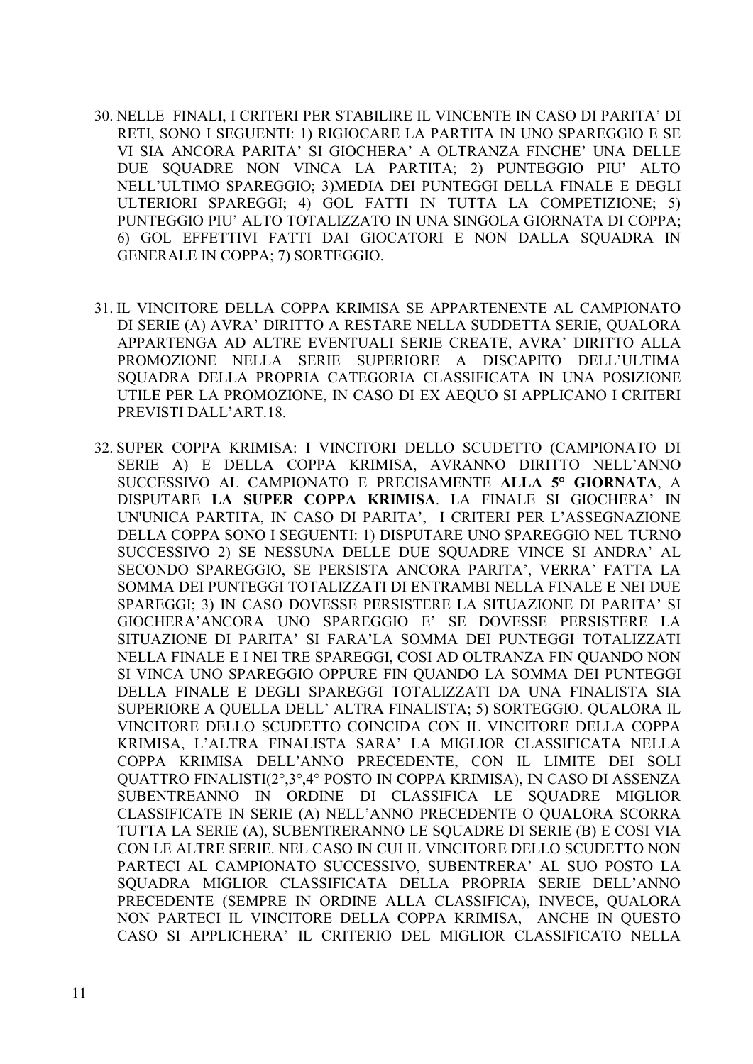30. NELLE  FINALI, I CRITERI PER STABILIRE IL VINCENTE IN CASO DI PARITA' DI RETI, SONO I SEGUENTI: 1) RIGIOCARE LA PARTITA IN UNO SPAREGGIO E SE VI SIA ANCORA PARITA' SI GIOCHERA' A OLTRANZA FINCHE' UNA DELLE DUE SQUADRE NON VINCA LA PARTITA; 2) PUNTEGGIO PIU' ALTO NELL'ULTIMO SPAREGGIO; 3)MEDIA DEI PUNTEGGI DELLA FINALE E DEGLI ULTERIORI SPAREGGI; 4) GOL FATTI IN TUTTA LA COMPETIZIONE; 5) PUNTEGGIO PIU' ALTO TOTALIZZATO IN UNA SINGOLA GIORNATA DI COPPA; 6) GOL EFFETTIVI FATTI DAI GIOCATORI E NON DALLA SQUADRA IN GENERALE IN COPPA; 7) SORTEGGIO.

31. IL VINCITORE DELLA COPPA KRIMISA SE APPARTENENTE AL CAMPIONATO DI SERIE (A) AVRA' DIRITTO A RESTARE NELLA SUDDETTA SERIE, QUALORA APPARTENGA AD ALTRE EVENTUALI SERIE CREATE, AVRA' DIRITTO ALLA PROMOZIONE NELLA SERIE SUPERIORE A DISCAPITO DELL'ULTIMA SQUADRA DELLA PROPRIA CATEGORIA CLASSIFICATA IN UNA POSIZIONE UTILE PER LA PROMOZIONE, IN CASO DI EX AEQUO SI APPLICANO I CRITERI PREVISTI DALL'ART.18.

32. SUPER COPPA KRIMISA: I VINCITORI DELLO SCUDETTO (CAMPIONATO DI SERIE A) E DELLA COPPA KRIMISA, AVRANNO DIRITTO NELL'ANNO SUCCESSIVO AL CAMPIONATO E PRECISAMENTE **ALLA 5° GIORNATA**, A DISPUTARE **LA SUPER COPPA KRIMISA**. LA FINALE SI GIOCHERA' IN UN'UNICA PARTITA, IN CASO DI PARITA',  I CRITERI PER L'ASSEGNAZIONE DELLA COPPA SONO I SEGUENTI: 1) DISPUTARE UNO SPAREGGIO NEL TURNO SUCCESSIVO 2) SE NESSUNA DELLE DUE SQUADRE VINCE SI ANDRA' AL SECONDO SPAREGGIO, SE PERSISTA ANCORA PARITA', VERRA' FATTA LA SOMMA DEI PUNTEGGI TOTALIZZATI DI ENTRAMBI NELLA FINALE E NEI DUE SPAREGGI; 3) IN CASO DOVESSE PERSISTERE LA SITUAZIONE DI PARITA' SI GIOCHERA'ANCORA UNO SPAREGGIO E' SE DOVESSE PERSISTERE LA SITUAZIONE DI PARITA' SI FARA'LA SOMMA DEI PUNTEGGI TOTALIZZATI NELLA FINALE E I NEI TRE SPAREGGI, COSI AD OLTRANZA FIN QUANDO NON SI VINCA UNO SPAREGGIO OPPURE FIN QUANDO LA SOMMA DEI PUNTEGGI DELLA FINALE E DEGLI SPAREGGI TOTALIZZATI DA UNA FINALISTA SIA SUPERIORE A QUELLA DELL' ALTRA FINALISTA; 5) SORTEGGIO. QUALORA IL VINCITORE DELLO SCUDETTO COINCIDA CON IL VINCITORE DELLA COPPA KRIMISA, L'ALTRA FINALISTA SARA' LA MIGLIOR CLASSIFICATA NELLA COPPA KRIMISA DELL'ANNO PRECEDENTE, CON IL LIMITE DEI SOLI QUATTRO FINALISTI(2°,3°,4° POSTO IN COPPA KRIMISA), IN CASO DI ASSENZA SUBENTREANNO IN ORDINE DI CLASSIFICA LE SQUADRE MIGLIOR CLASSIFICATE IN SERIE (A) NELL'ANNO PRECEDENTE O QUALORA SCORRA TUTTA LA SERIE (A), SUBENTRERANNO LE SQUADRE DI SERIE (B) E COSI VIA CON LE ALTRE SERIE. NEL CASO IN CUI IL VINCITORE DELLO SCUDETTO NON PARTECI AL CAMPIONATO SUCCESSIVO, SUBENTRERA' AL SUO POSTO LA SQUADRA MIGLIOR CLASSIFICATA DELLA PROPRIA SERIE DELL'ANNO PRECEDENTE (SEMPRE IN ORDINE ALLA CLASSIFICA), INVECE, QUALORA NON PARTECI IL VINCITORE DELLA COPPA KRIMISA,  ANCHE IN QUESTO CASO SI APPLICHERA' IL CRITERIO DEL MIGLIOR CLASSIFICATO NELLA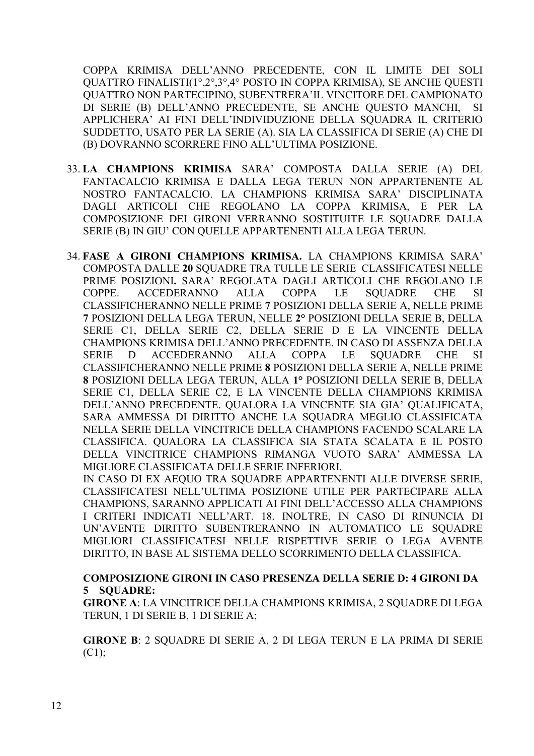COPPA KRIMISA DELL'ANNO PRECEDENTE, CON IL LIMITE DEI SOLI QUATTRO FINALISTI(1°,2°,3°,4° POSTO IN COPPA KRIMISA), SE ANCHE QUESTI QUATTRO NON PARTECIPINO, SUBENTRERA'IL VINCITORE DEL CAMPIONATO DI SERIE (B) DELL'ANNO PRECEDENTE, SE ANCHE QUESTO MANCHI, SI APPLICHERA' AI FINI DELL'INDIVIDUZIONE DELLA SQUADRA IL CRITERIO SUDDETTO, USATO PER LA SERIE (A). SIA LA CLASSIFICA DI SERIE (A) CHE DI (B) DOVRANNO SCORRERE FINO ALL'ULTIMA POSIZIONE.

33. **LA CHAMPIONS KRIMISA** SARA' COMPOSTA DALLA SERIE (A) DEL FANTACALCIO KRIMISA E DALLA LEGA TERUN NON APPARTENENTE AL NOSTRO FANTACALCIO. LA CHAMPIONS KRIMISA SARA' DISCIPLINATA DAGLI ARTICOLI CHE REGOLANO LA COPPA KRIMISA, E PER LA COMPOSIZIONE DEI GIRONI VERRANNO SOSTITUITE LE SQUADRE DALLA SERIE (B) IN GIU' CON QUELLE APPARTENENTI ALLA LEGA TERUN.

34. **FASE A GIRONI CHAMPIONS KRIMISA.** LA CHAMPIONS KRIMISA SARA' COMPOSTA DALLE **20** SQUADRE TRA TULLE LE SERIE CLASSIFICATESI NELLE PRIME POSIZIONI**.** SARA' REGOLATA DAGLI ARTICOLI CHE REGOLANO LE COPPE. ACCEDERANNO ALLA COPPA LE SQUADRE CHE SI CLASSIFICHERANNO NELLE PRIME **7** POSIZIONI DELLA SERIE A, NELLE PRIME **7** POSIZIONI DELLA LEGA TERUN, NELLE **2°** POSIZIONI DELLA SERIE B, DELLA SERIE C1, DELLA SERIE C2, DELLA SERIE D E LA VINCENTE DELLA CHAMPIONS KRIMISA DELL'ANNO PRECEDENTE. IN CASO DI ASSENZA DELLA SERIE D ACCEDERANNO ALLA COPPA LE SQUADRE CHE SI CLASSIFICHERANNO NELLE PRIME **8** POSIZIONI DELLA SERIE A, NELLE PRIME **8** POSIZIONI DELLA LEGA TERUN, ALLA **1°** POSIZIONI DELLA SERIE B, DELLA SERIE C1, DELLA SERIE C2, E LA VINCENTE DELLA CHAMPIONS KRIMISA DELL'ANNO PRECEDENTE. QUALORA LA VINCENTE SIA GIA' QUALIFICATA, SARA AMMESSA DI DIRITTO ANCHE LA SQUADRA MEGLIO CLASSIFICATA NELLA SERIE DELLA VINCITRICE DELLA CHAMPIONS FACENDO SCALARE LA CLASSIFICA. QUALORA LA CLASSIFICA SIA STATA SCALATA E IL POSTO DELLA VINCITRICE CHAMPIONS RIMANGA VUOTO SARA' AMMESSA LA MIGLIORE CLASSIFICATA DELLE SERIE INFERIORI.
IN CASO DI EX AEQUO TRA SQUADRE APPARTENENTI ALLE DIVERSE SERIE, CLASSIFICATESI NELL'ULTIMA POSIZIONE UTILE PER PARTECIPARE ALLA CHAMPIONS, SARANNO APPLICATI AI FINI DELL'ACCESSO ALLA CHAMPIONS I CRITERI INDICATI NELL'ART. 18. INOLTRE, IN CASO DI RINUNCIA DI UN'AVENTE DIRITTO SUBENTRERANNO IN AUTOMATICO LE SQUADRE MIGLIORI CLASSIFICATESI NELLE RISPETTIVE SERIE O LEGA AVENTE DIRITTO, IN BASE AL SISTEMA DELLO SCORRIMENTO DELLA CLASSIFICA.

**COMPOSIZIONE GIRONI IN CASO PRESENZA DELLA SERIE D: 4 GIRONI DA 5 SQUADRE:**

**GIRONE A**: LA VINCITRICE DELLA CHAMPIONS KRIMISA, 2 SQUADRE DI LEGA TERUN, 1 DI SERIE B, 1 DI SERIE A;

**GIRONE B**: 2 SQUADRE DI SERIE A, 2 DI LEGA TERUN E LA PRIMA DI SERIE (C1);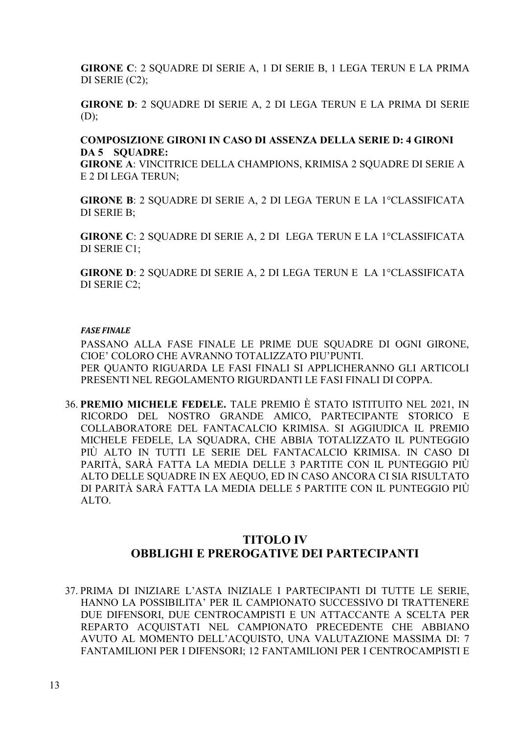**GIRONE C**: 2 SQUADRE DI SERIE A, 1 DI SERIE B, 1 LEGA TERUN E LA PRIMA DI SERIE (C2);

**GIRONE D**: 2 SQUADRE DI SERIE A, 2 DI LEGA TERUN E LA PRIMA DI SERIE (D);

**COMPOSIZIONE GIRONI IN CASO DI ASSENZA DELLA SERIE D: 4 GIRONI DA 5 SQUADRE:**

**GIRONE A**: VINCITRICE DELLA CHAMPIONS, KRIMISA 2 SQUADRE DI SERIE A E 2 DI LEGA TERUN;

**GIRONE B**: 2 SQUADRE DI SERIE A, 2 DI LEGA TERUN E LA 1°CLASSIFICATA DI SERIE B;

**GIRONE C**: 2 SQUADRE DI SERIE A, 2 DI LEGA TERUN E LA 1°CLASSIFICATA DI SERIE C1;

**GIRONE D**: 2 SQUADRE DI SERIE A, 2 DI LEGA TERUN E LA 1°CLASSIFICATA DI SERIE C2;

***FASE FINALE***

PASSANO ALLA FASE FINALE LE PRIME DUE SQUADRE DI OGNI GIRONE, CIOE' COLORO CHE AVRANNO TOTALIZZATO PIU'PUNTI.
PER QUANTO RIGUARDA LE FASI FINALI SI APPLICHERANNO GLI ARTICOLI PRESENTI NEL REGOLAMENTO RIGURDANTI LE FASI FINALI DI COPPA.

36. **PREMIO MICHELE FEDELE.** TALE PREMIO È STATO ISTITUITO NEL 2021, IN RICORDO DEL NOSTRO GRANDE AMICO, PARTECIPANTE STORICO E COLLABORATORE DEL FANTACALCIO KRIMISA. SI AGGIUDICA IL PREMIO MICHELE FEDELE, LA SQUADRA, CHE ABBIA TOTALIZZATO IL PUNTEGGIO PIÙ ALTO IN TUTTI LE SERIE DEL FANTACALCIO KRIMISA. IN CASO DI PARITÀ, SARÀ FATTA LA MEDIA DELLE 3 PARTITE CON IL PUNTEGGIO PIÙ ALTO DELLE SQUADRE IN EX AEQUO, ED IN CASO ANCORA CI SIA RISULTATO DI PARITÀ SARÀ FATTA LA MEDIA DELLE 5 PARTITE CON IL PUNTEGGIO PIÙ ALTO.

## TITOLO IV
## OBBLIGHI E PREROGATIVE DEI PARTECIPANTI

37. PRIMA DI INIZIARE L'ASTA INIZIALE I PARTECIPANTI DI TUTTE LE SERIE, HANNO LA POSSIBILITA' PER IL CAMPIONATO SUCCESSIVO DI TRATTENERE DUE DIFENSORI, DUE CENTROCAMPISTI E UN ATTACCANTE A SCELTA PER REPARTO ACQUISTATI NEL CAMPIONATO PRECEDENTE CHE ABBIANO AVUTO AL MOMENTO DELL'ACQUISTO, UNA VALUTAZIONE MASSIMA DI: 7 FANTAMILIONI PER I DIFENSORI; 12 FANTAMILIONI PER I CENTROCAMPISTI E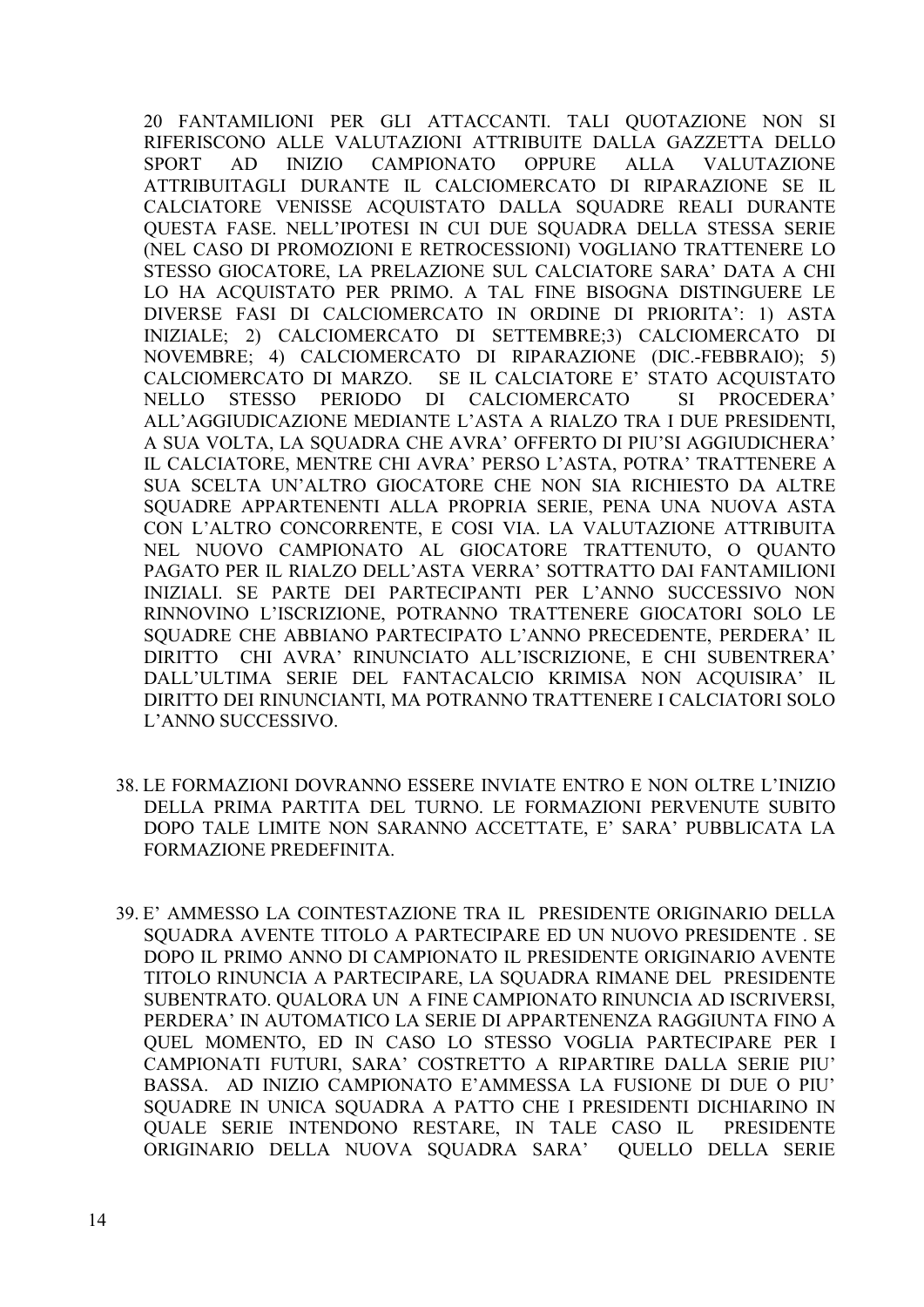20 FANTAMILIONI PER GLI ATTACCANTI. TALI QUOTAZIONE NON SI RIFERISCONO ALLE VALUTAZIONI ATTRIBUITE DALLA GAZZETTA DELLO SPORT AD INIZIO CAMPIONATO OPPURE ALLA VALUTAZIONE ATTRIBUITAGLI DURANTE IL CALCIOMERCATO DI RIPARAZIONE SE IL CALCIATORE VENISSE ACQUISTATO DALLA SQUADRE REALI DURANTE QUESTA FASE. NELL'IPOTESI IN CUI DUE SQUADRA DELLA STESSA SERIE (NEL CASO DI PROMOZIONI E RETROCESSIONI) VOGLIANO TRATTENERE LO STESSO GIOCATORE, LA PRELAZIONE SUL CALCIATORE SARA' DATA A CHI LO HA ACQUISTATO PER PRIMO. A TAL FINE BISOGNA DISTINGUERE LE DIVERSE FASI DI CALCIOMERCATO IN ORDINE DI PRIORITA': 1) ASTA INIZIALE; 2) CALCIOMERCATO DI SETTEMBRE;3) CALCIOMERCATO DI NOVEMBRE; 4) CALCIOMERCATO DI RIPARAZIONE (DIC.-FEBBRAIO); 5) CALCIOMERCATO DI MARZO. SE IL CALCIATORE E' STATO ACQUISTATO NELLO STESSO PERIODO DI CALCIOMERCATO SI PROCEDERA' ALL'AGGIUDICAZIONE MEDIANTE L'ASTA A RIALZO TRA I DUE PRESIDENTI, A SUA VOLTA, LA SQUADRA CHE AVRA' OFFERTO DI PIU'SI AGGIUDICHERA' IL CALCIATORE, MENTRE CHI AVRA' PERSO L'ASTA, POTRA' TRATTENERE A SUA SCELTA UN'ALTRO GIOCATORE CHE NON SIA RICHIESTO DA ALTRE SQUADRE APPARTENENTI ALLA PROPRIA SERIE, PENA UNA NUOVA ASTA CON L'ALTRO CONCORRENTE, E COSI VIA. LA VALUTAZIONE ATTRIBUITA NEL NUOVO CAMPIONATO AL GIOCATORE TRATTENUTO, O QUANTO PAGATO PER IL RIALZO DELL'ASTA VERRA' SOTTRATTO DAI FANTAMILIONI INIZIALI. SE PARTE DEI PARTECIPANTI PER L'ANNO SUCCESSIVO NON RINNOVINO L'ISCRIZIONE, POTRANNO TRATTENERE GIOCATORI SOLO LE SQUADRE CHE ABBIANO PARTECIPATO L'ANNO PRECEDENTE, PERDERA' IL DIRITTO CHI AVRA' RINUNCIATO ALL'ISCRIZIONE, E CHI SUBENTRERA' DALL'ULTIMA SERIE DEL FANTACALCIO KRIMISA NON ACQUISIRA' IL DIRITTO DEI RINUNCIANTI, MA POTRANNO TRATTENERE I CALCIATORI SOLO L'ANNO SUCCESSIVO.

38. LE FORMAZIONI DOVRANNO ESSERE INVIATE ENTRO E NON OLTRE L'INIZIO DELLA PRIMA PARTITA DEL TURNO. LE FORMAZIONI PERVENUTE SUBITO DOPO TALE LIMITE NON SARANNO ACCETTATE, E' SARA' PUBBLICATA LA FORMAZIONE PREDEFINITA.

39. E' AMMESSO LA COINTESTAZIONE TRA IL PRESIDENTE ORIGINARIO DELLA SQUADRA AVENTE TITOLO A PARTECIPARE ED UN NUOVO PRESIDENTE . SE DOPO IL PRIMO ANNO DI CAMPIONATO IL PRESIDENTE ORIGINARIO AVENTE TITOLO RINUNCIA A PARTECIPARE, LA SQUADRA RIMANE DEL PRESIDENTE SUBENTRATO. QUALORA UN A FINE CAMPIONATO RINUNCIA AD ISCRIVERSI, PERDERA' IN AUTOMATICO LA SERIE DI APPARTENENZA RAGGIUNTA FINO A QUEL MOMENTO, ED IN CASO LO STESSO VOGLIA PARTECIPARE PER I CAMPIONATI FUTURI, SARA' COSTRETTO A RIPARTIRE DALLA SERIE PIU' BASSA. AD INIZIO CAMPIONATO E'AMMESSA LA FUSIONE DI DUE O PIU' SQUADRE IN UNICA SQUADRA A PATTO CHE I PRESIDENTI DICHIARINO IN QUALE SERIE INTENDONO RESTARE, IN TALE CASO IL PRESIDENTE ORIGINARIO DELLA NUOVA SQUADRA SARA' QUELLO DELLA SERIE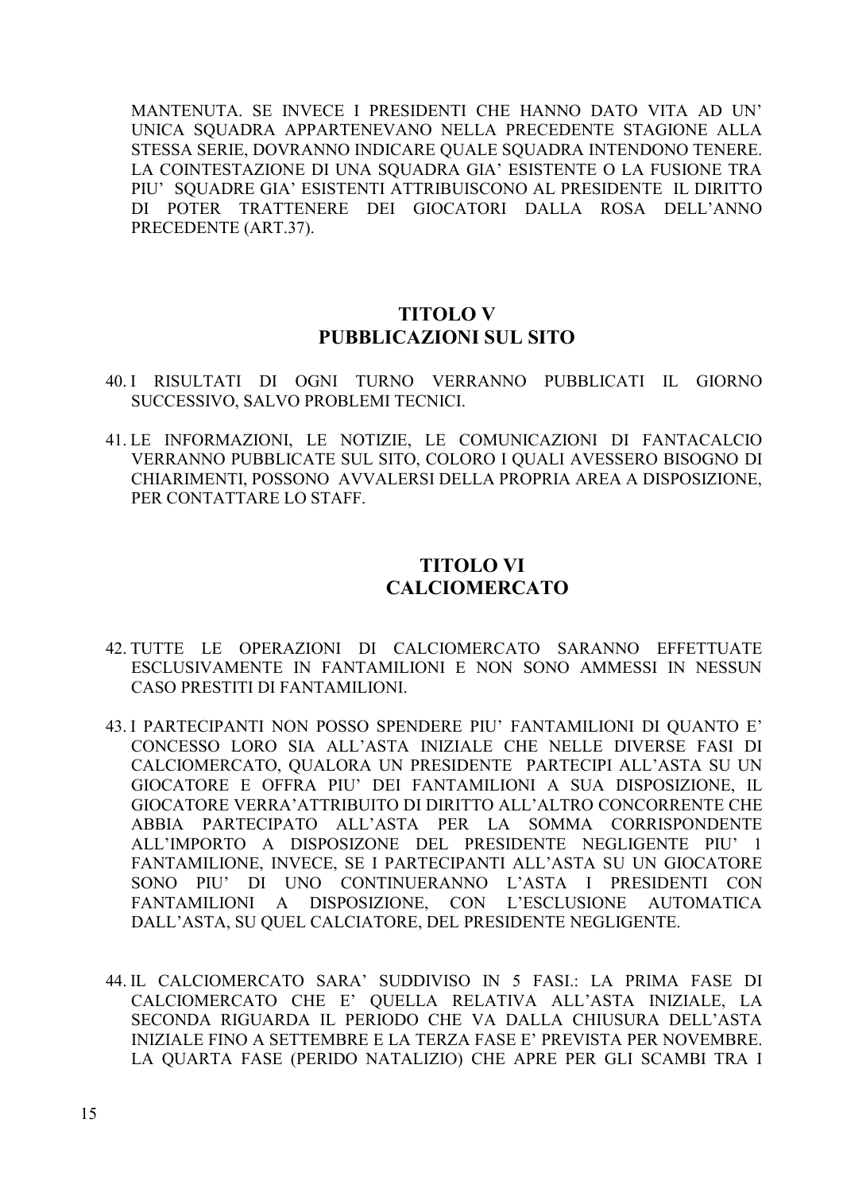MANTENUTA. SE INVECE I PRESIDENTI CHE HANNO DATO VITA AD UN' UNICA SQUADRA APPARTENEVANO NELLA PRECEDENTE STAGIONE ALLA STESSA SERIE, DOVRANNO INDICARE QUALE SQUADRA INTENDONO TENERE. LA COINTESTAZIONE DI UNA SQUADRA GIA' ESISTENTE O LA FUSIONE TRA PIU' SQUADRE GIA' ESISTENTI ATTRIBUISCONO AL PRESIDENTE IL DIRITTO DI POTER TRATTENERE DEI GIOCATORI DALLA ROSA DELL'ANNO PRECEDENTE (ART.37).

## TITOLO V
## PUBBLICAZIONI SUL SITO

40. I RISULTATI DI OGNI TURNO VERRANNO PUBBLICATI IL GIORNO SUCCESSIVO, SALVO PROBLEMI TECNICI.

41. LE INFORMAZIONI, LE NOTIZIE, LE COMUNICAZIONI DI FANTACALCIO VERRANNO PUBBLICATE SUL SITO, COLORO I QUALI AVESSERO BISOGNO DI CHIARIMENTI, POSSONO AVVALERSI DELLA PROPRIA AREA A DISPOSIZIONE, PER CONTATTARE LO STAFF.

## TITOLO VI
## CALCIOMERCATO

42. TUTTE LE OPERAZIONI DI CALCIOMERCATO SARANNO EFFETTUATE ESCLUSIVAMENTE IN FANTAMILIONI E NON SONO AMMESSI IN NESSUN CASO PRESTITI DI FANTAMILIONI.

43. I PARTECIPANTI NON POSSO SPENDERE PIU' FANTAMILIONI DI QUANTO E' CONCESSO LORO SIA ALL'ASTA INIZIALE CHE NELLE DIVERSE FASI DI CALCIOMERCATO, QUALORA UN PRESIDENTE PARTECIPI ALL'ASTA SU UN GIOCATORE E OFFRA PIU' DEI FANTAMILIONI A SUA DISPOSIZIONE, IL GIOCATORE VERRA'ATTRIBUITO DI DIRITTO ALL'ALTRO CONCORRENTE CHE ABBIA PARTECIPATO ALL'ASTA PER LA SOMMA CORRISPONDENTE ALL'IMPORTO A DISPOSIZONE DEL PRESIDENTE NEGLIGENTE PIU' 1 FANTAMILIONE, INVECE, SE I PARTECIPANTI ALL'ASTA SU UN GIOCATORE SONO PIU' DI UNO CONTINUERANNO L'ASTA I PRESIDENTI CON FANTAMILIONI A DISPOSIZIONE, CON L'ESCLUSIONE AUTOMATICA DALL'ASTA, SU QUEL CALCIATORE, DEL PRESIDENTE NEGLIGENTE.

44. IL CALCIOMERCATO SARA' SUDDIVISO IN 5 FASI.: LA PRIMA FASE DI CALCIOMERCATO CHE E' QUELLA RELATIVA ALL'ASTA INIZIALE, LA SECONDA RIGUARDA IL PERIODO CHE VA DALLA CHIUSURA DELL'ASTA INIZIALE FINO A SETTEMBRE E LA TERZA FASE E' PREVISTA PER NOVEMBRE. LA QUARTA FASE (PERIDO NATALIZIO) CHE APRE PER GLI SCAMBI TRA I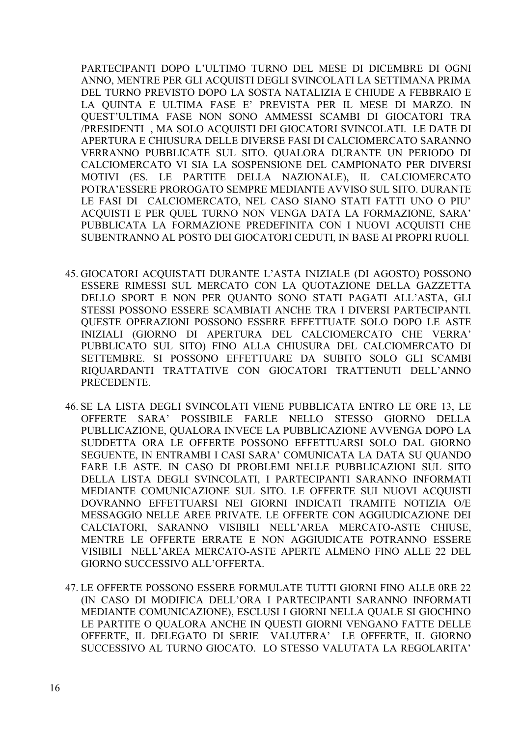PARTECIPANTI DOPO L'ULTIMO TURNO DEL MESE DI DICEMBRE DI OGNI ANNO, MENTRE PER GLI ACQUISTI DEGLI SVINCOLATI LA SETTIMANA PRIMA DEL TURNO PREVISTO DOPO LA SOSTA NATALIZIA E CHIUDE A FEBBRAIO E LA QUINTA E ULTIMA FASE E' PREVISTA PER IL MESE DI MARZO. IN QUEST'ULTIMA FASE NON SONO AMMESSI SCAMBI DI GIOCATORI TRA /PRESIDENTI , MA SOLO ACQUISTI DEI GIOCATORI SVINCOLATI. LE DATE DI APERTURA E CHIUSURA DELLE DIVERSE FASI DI CALCIOMERCATO SARANNO VERRANNO PUBBLICATE SUL SITO. QUALORA DURANTE UN PERIODO DI CALCIOMERCATO VI SIA LA SOSPENSIONE DEL CAMPIONATO PER DIVERSI MOTIVI (ES. LE PARTITE DELLA NAZIONALE), IL CALCIOMERCATO POTRA'ESSERE PROROGATO SEMPRE MEDIANTE AVVISO SUL SITO. DURANTE LE FASI DI CALCIOMERCATO, NEL CASO SIANO STATI FATTI UNO O PIU' ACQUISTI E PER QUEL TURNO NON VENGA DATA LA FORMAZIONE, SARA' PUBBLICATA LA FORMAZIONE PREDEFINITA CON I NUOVI ACQUISTI CHE SUBENTRANNO AL POSTO DEI GIOCATORI CEDUTI, IN BASE AI PROPRI RUOLI.

45. GIOCATORI ACQUISTATI DURANTE L'ASTA INIZIALE (DI AGOSTO) POSSONO ESSERE RIMESSI SUL MERCATO CON LA QUOTAZIONE DELLA GAZZETTA DELLO SPORT E NON PER QUANTO SONO STATI PAGATI ALL'ASTA, GLI STESSI POSSONO ESSERE SCAMBIATI ANCHE TRA I DIVERSI PARTECIPANTI. QUESTE OPERAZIONI POSSONO ESSERE EFFETTUATE SOLO DOPO LE ASTE INIZIALI (GIORNO DI APERTURA DEL CALCIOMERCATO CHE VERRA' PUBBLICATO SUL SITO) FINO ALLA CHIUSURA DEL CALCIOMERCATO DI SETTEMBRE. SI POSSONO EFFETTUARE DA SUBITO SOLO GLI SCAMBI RIQUARDANTI TRATTATIVE CON GIOCATORI TRATTENUTI DELL'ANNO PRECEDENTE.

46. SE LA LISTA DEGLI SVINCOLATI VIENE PUBBLICATA ENTRO LE ORE 13, LE OFFERTE SARA' POSSIBILE FARLE NELLO STESSO GIORNO DELLA PUBLLICAZIONE, QUALORA INVECE LA PUBBLICAZIONE AVVENGA DOPO LA SUDDETTA ORA LE OFFERTE POSSONO EFFETTUARSI SOLO DAL GIORNO SEGUENTE, IN ENTRAMBI I CASI SARA' COMUNICATA LA DATA SU QUANDO FARE LE ASTE. IN CASO DI PROBLEMI NELLE PUBBLICAZIONI SUL SITO DELLA LISTA DEGLI SVINCOLATI, I PARTECIPANTI SARANNO INFORMATI MEDIANTE COMUNICAZIONE SUL SITO. LE OFFERTE SUI NUOVI ACQUISTI DOVRANNO EFFETTUARSI NEI GIORNI INDICATI TRAMITE NOTIZIA O/E MESSAGGIO NELLE AREE PRIVATE. LE OFFERTE CON AGGIUDICAZIONE DEI CALCIATORI, SARANNO VISIBILI NELL'AREA MERCATO-ASTE CHIUSE, MENTRE LE OFFERTE ERRATE E NON AGGIUDICATE POTRANNO ESSERE VISIBILI NELL'AREA MERCATO-ASTE APERTE ALMENO FINO ALLE 22 DEL GIORNO SUCCESSIVO ALL'OFFERTA.

47. LE OFFERTE POSSONO ESSERE FORMULATE TUTTI GIORNI FINO ALLE 0RE 22 (IN CASO DI MODIFICA DELL'ORA I PARTECIPANTI SARANNO INFORMATI MEDIANTE COMUNICAZIONE), ESCLUSI I GIORNI NELLA QUALE SI GIOCHINO LE PARTITE O QUALORA ANCHE IN QUESTI GIORNI VENGANO FATTE DELLE OFFERTE, IL DELEGATO DI SERIE VALUTERA' LE OFFERTE, IL GIORNO SUCCESSIVO AL TURNO GIOCATO. LO STESSO VALUTATA LA REGOLARITA'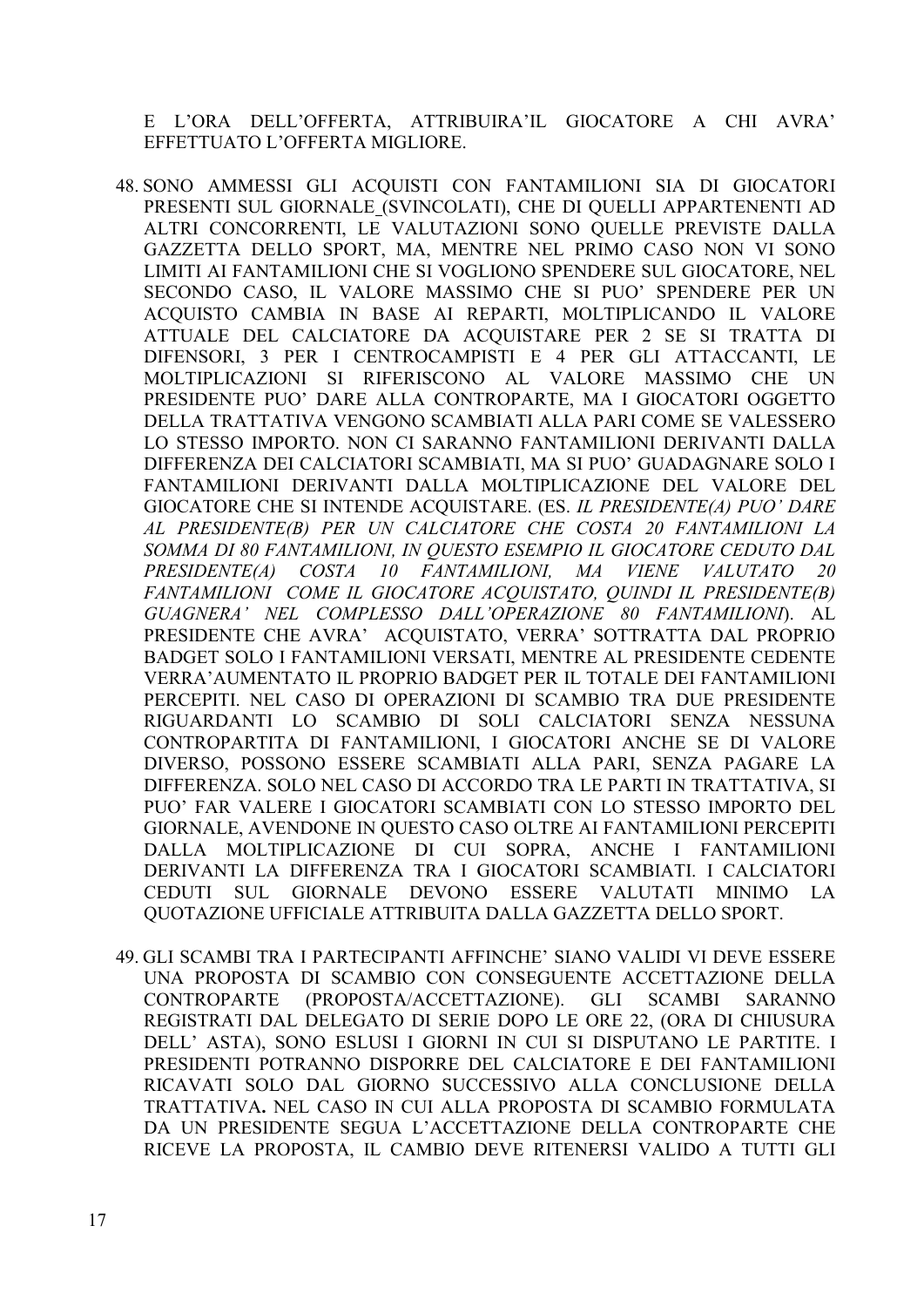E L'ORA DELL'OFFERTA, ATTRIBUIRA'IL GIOCATORE A CHI AVRA' EFFETTUATO L'OFFERTA MIGLIORE.

48. SONO AMMESSI GLI ACQUISTI CON FANTAMILIONI SIA DI GIOCATORI PRESENTI SUL GIORNALE (SVINCOLATI), CHE DI QUELLI APPARTENENTI AD ALTRI CONCORRENTI, LE VALUTAZIONI SONO QUELLE PREVISTE DALLA GAZZETTA DELLO SPORT, MA, MENTRE NEL PRIMO CASO NON VI SONO LIMITI AI FANTAMILIONI CHE SI VOGLIONO SPENDERE SUL GIOCATORE, NEL SECONDO CASO, IL VALORE MASSIMO CHE SI PUO' SPENDERE PER UN ACQUISTO CAMBIA IN BASE AI REPARTI, MOLTIPLICANDO IL VALORE ATTUALE DEL CALCIATORE DA ACQUISTARE PER 2 SE SI TRATTA DI DIFENSORI, 3 PER I CENTROCAMPISTI E 4 PER GLI ATTACCANTI, LE MOLTIPLICAZIONI SI RIFERISCONO AL VALORE MASSIMO CHE UN PRESIDENTE PUO' DARE ALLA CONTROPARTE, MA I GIOCATORI OGGETTO DELLA TRATTATIVA VENGONO SCAMBIATI ALLA PARI COME SE VALESSERO LO STESSO IMPORTO. NON CI SARANNO FANTAMILIONI DERIVANTI DALLA DIFFERENZA DEI CALCIATORI SCAMBIATI, MA SI PUO' GUADAGNARE SOLO I FANTAMILIONI DERIVANTI DALLA MOLTIPLICAZIONE DEL VALORE DEL GIOCATORE CHE SI INTENDE ACQUISTARE. (ES. *IL PRESIDENTE(A) PUO' DARE AL PRESIDENTE(B) PER UN CALCIATORE CHE COSTA 20 FANTAMILIONI LA SOMMA DI 80 FANTAMILIONI, IN QUESTO ESEMPIO IL GIOCATORE CEDUTO DAL PRESIDENTE(A) COSTA 10 FANTAMILIONI, MA VIENE VALUTATO 20 FANTAMILIONI COME IL GIOCATORE ACQUISTATO, QUINDI IL PRESIDENTE(B) GUAGNERA' NEL COMPLESSO DALL'OPERAZIONE 80 FANTAMILIONI*). AL PRESIDENTE CHE AVRA' ACQUISTATO, VERRA' SOTTRATTA DAL PROPRIO BADGET SOLO I FANTAMILIONI VERSATI, MENTRE AL PRESIDENTE CEDENTE VERRA'AUMENTATO IL PROPRIO BADGET PER IL TOTALE DEI FANTAMILIONI PERCEPITI. NEL CASO DI OPERAZIONI DI SCAMBIO TRA DUE PRESIDENTE RIGUARDANTI LO SCAMBIO DI SOLI CALCIATORI SENZA NESSUNA CONTROPARTITA DI FANTAMILIONI, I GIOCATORI ANCHE SE DI VALORE DIVERSO, POSSONO ESSERE SCAMBIATI ALLA PARI, SENZA PAGARE LA DIFFERENZA. SOLO NEL CASO DI ACCORDO TRA LE PARTI IN TRATTATIVA, SI PUO' FAR VALERE I GIOCATORI SCAMBIATI CON LO STESSO IMPORTO DEL GIORNALE, AVENDONE IN QUESTO CASO OLTRE AI FANTAMILIONI PERCEPITI DALLA MOLTIPLICAZIONE DI CUI SOPRA, ANCHE I FANTAMILIONI DERIVANTI LA DIFFERENZA TRA I GIOCATORI SCAMBIATI. I CALCIATORI CEDUTI SUL GIORNALE DEVONO ESSERE VALUTATI MINIMO LA QUOTAZIONE UFFICIALE ATTRIBUITA DALLA GAZZETTA DELLO SPORT.

49. GLI SCAMBI TRA I PARTECIPANTI AFFINCHE' SIANO VALIDI VI DEVE ESSERE UNA PROPOSTA DI SCAMBIO CON CONSEGUENTE ACCETTAZIONE DELLA CONTROPARTE (PROPOSTA/ACCETTAZIONE). GLI SCAMBI SARANNO REGISTRATI DAL DELEGATO DI SERIE DOPO LE ORE 22, (ORA DI CHIUSURA DELL' ASTA), SONO ESLUSI I GIORNI IN CUI SI DISPUTANO LE PARTITE. I PRESIDENTI POTRANNO DISPORRE DEL CALCIATORE E DEI FANTAMILIONI RICAVATI SOLO DAL GIORNO SUCCESSIVO ALLA CONCLUSIONE DELLA TRATTATIVA**.** NEL CASO IN CUI ALLA PROPOSTA DI SCAMBIO FORMULATA DA UN PRESIDENTE SEGUA L'ACCETTAZIONE DELLA CONTROPARTE CHE RICEVE LA PROPOSTA, IL CAMBIO DEVE RITENERSI VALIDO A TUTTI GLI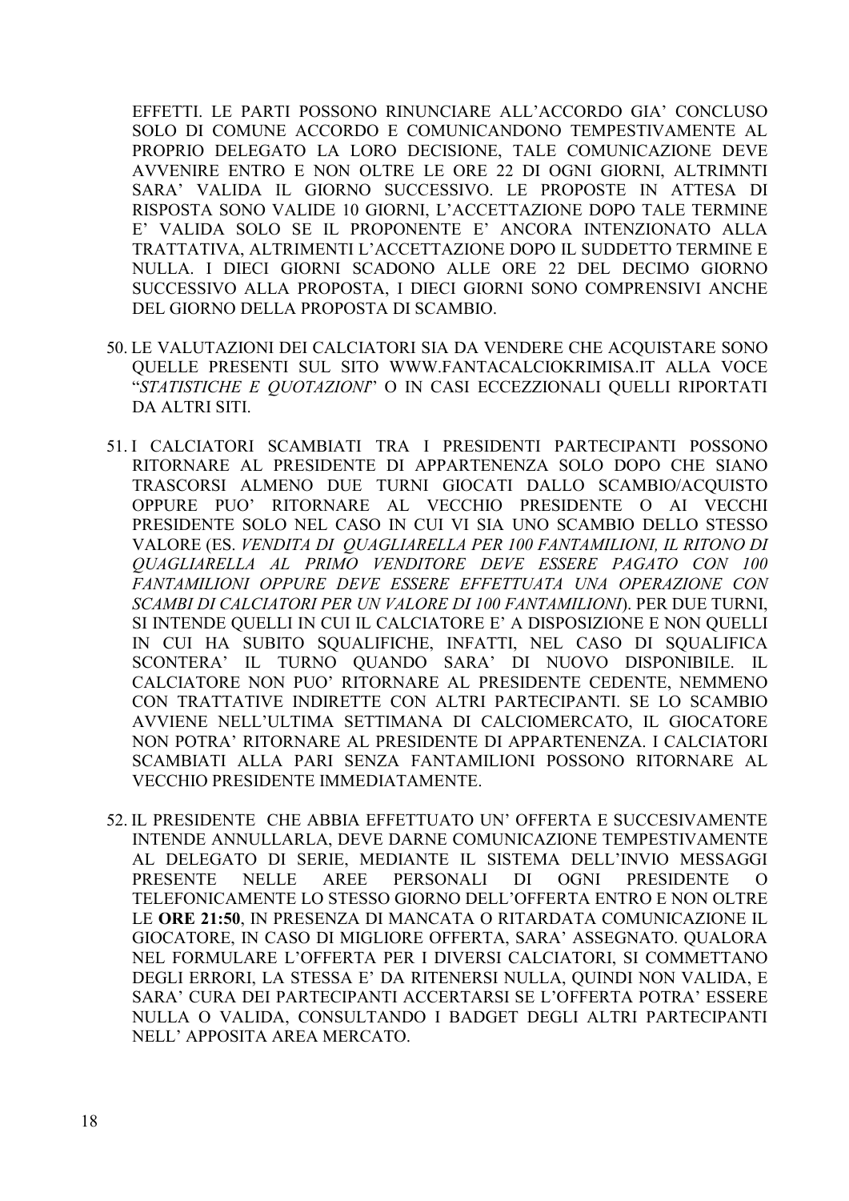EFFETTI. LE PARTI POSSONO RINUNCIARE ALL'ACCORDO GIA' CONCLUSO SOLO DI COMUNE ACCORDO E COMUNICANDONO TEMPESTIVAMENTE AL PROPRIO DELEGATO LA LORO DECISIONE, TALE COMUNICAZIONE DEVE AVVENIRE ENTRO E NON OLTRE LE ORE 22 DI OGNI GIORNI, ALTRIMNTI SARA' VALIDA IL GIORNO SUCCESSIVO. LE PROPOSTE IN ATTESA DI RISPOSTA SONO VALIDE 10 GIORNI, L'ACCETTAZIONE DOPO TALE TERMINE E' VALIDA SOLO SE IL PROPONENTE E' ANCORA INTENZIONATO ALLA TRATTATIVA, ALTRIMENTI L'ACCETTAZIONE DOPO IL SUDDETTO TERMINE E NULLA. I DIECI GIORNI SCADONO ALLE ORE 22 DEL DECIMO GIORNO SUCCESSIVO ALLA PROPOSTA, I DIECI GIORNI SONO COMPRENSIVI ANCHE DEL GIORNO DELLA PROPOSTA DI SCAMBIO.

50. LE VALUTAZIONI DEI CALCIATORI SIA DA VENDERE CHE ACQUISTARE SONO QUELLE PRESENTI SUL SITO WWW.FANTACALCIOKRIMISA.IT ALLA VOCE "*STATISTICHE E QUOTAZIONI*" O IN CASI ECCEZZIONALI QUELLI RIPORTATI DA ALTRI SITI.

51. I CALCIATORI SCAMBIATI TRA I PRESIDENTI PARTECIPANTI POSSONO RITORNARE AL PRESIDENTE DI APPARTENENZA SOLO DOPO CHE SIANO TRASCORSI ALMENO DUE TURNI GIOCATI DALLO SCAMBIO/ACQUISTO OPPURE PUO' RITORNARE AL VECCHIO PRESIDENTE O AI VECCHI PRESIDENTE SOLO NEL CASO IN CUI VI SIA UNO SCAMBIO DELLO STESSO VALORE (ES. *VENDITA DI QUAGLIARELLA PER 100 FANTAMILIONI, IL RITONO DI QUAGLIARELLA AL PRIMO VENDITORE DEVE ESSERE PAGATO CON 100 FANTAMILIONI OPPURE DEVE ESSERE EFFETTUATA UNA OPERAZIONE CON SCAMBI DI CALCIATORI PER UN VALORE DI 100 FANTAMILIONI*). PER DUE TURNI, SI INTENDE QUELLI IN CUI IL CALCIATORE E' A DISPOSIZIONE E NON QUELLI IN CUI HA SUBITO SQUALIFICHE, INFATTI, NEL CASO DI SQUALIFICA SCONTERA' IL TURNO QUANDO SARA' DI NUOVO DISPONIBILE. IL CALCIATORE NON PUO' RITORNARE AL PRESIDENTE CEDENTE, NEMMENO CON TRATTATIVE INDIRETTE CON ALTRI PARTECIPANTI. SE LO SCAMBIO AVVIENE NELL'ULTIMA SETTIMANA DI CALCIOMERCATO, IL GIOCATORE NON POTRA' RITORNARE AL PRESIDENTE DI APPARTENENZA. I CALCIATORI SCAMBIATI ALLA PARI SENZA FANTAMILIONI POSSONO RITORNARE AL VECCHIO PRESIDENTE IMMEDIATAMENTE.

52. IL PRESIDENTE CHE ABBIA EFFETTUATO UN' OFFERTA E SUCCESIVAMENTE INTENDE ANNULLARLA, DEVE DARNE COMUNICAZIONE TEMPESTIVAMENTE AL DELEGATO DI SERIE, MEDIANTE IL SISTEMA DELL'INVIO MESSAGGI PRESENTE NELLE AREE PERSONALI DI OGNI PRESIDENTE O TELEFONICAMENTE LO STESSO GIORNO DELL'OFFERTA ENTRO E NON OLTRE LE **ORE 21:50**, IN PRESENZA DI MANCATA O RITARDATA COMUNICAZIONE IL GIOCATORE, IN CASO DI MIGLIORE OFFERTA, SARA' ASSEGNATO. QUALORA NEL FORMULARE L'OFFERTA PER I DIVERSI CALCIATORI, SI COMMETTANO DEGLI ERRORI, LA STESSA E' DA RITENERSI NULLA, QUINDI NON VALIDA, E SARA' CURA DEI PARTECIPANTI ACCERTARSI SE L'OFFERTA POTRA' ESSERE NULLA O VALIDA, CONSULTANDO I BADGET DEGLI ALTRI PARTECIPANTI NELL' APPOSITA AREA MERCATO.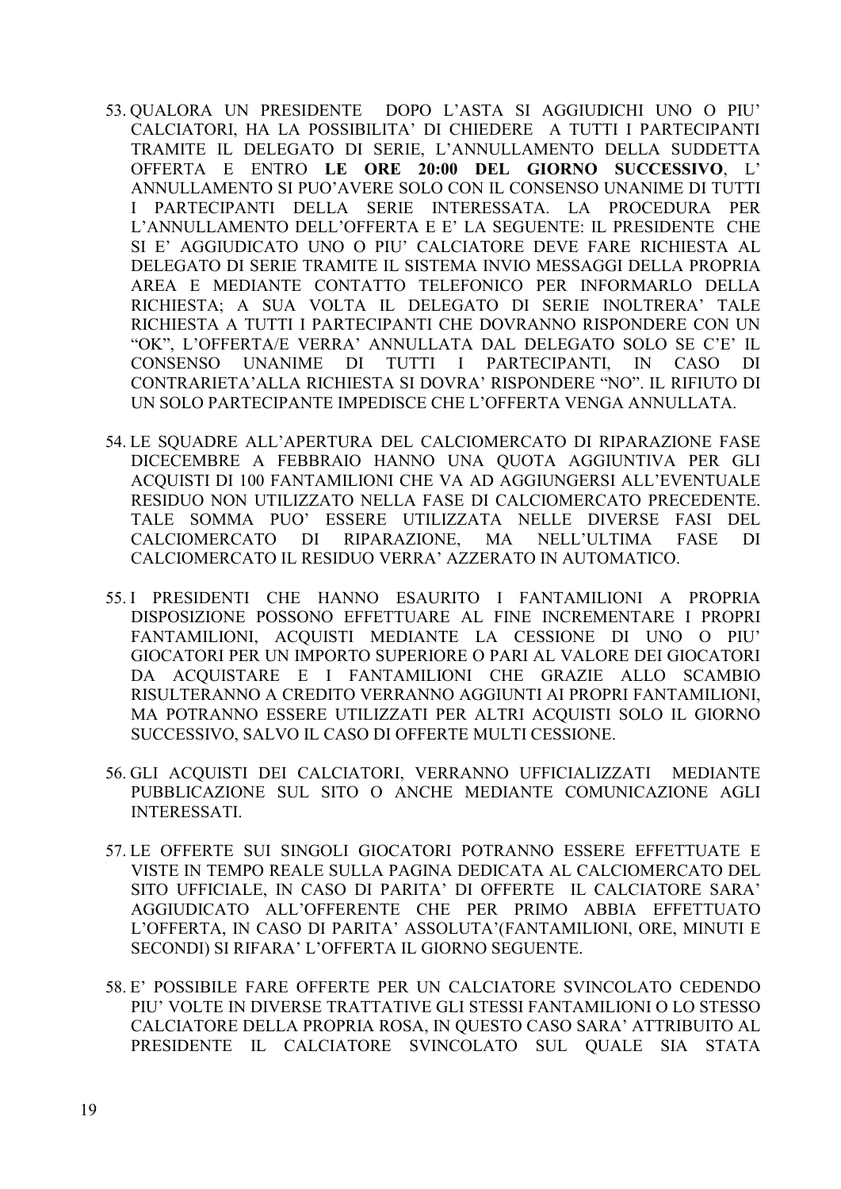53. QUALORA UN PRESIDENTE DOPO L'ASTA SI AGGIUDICHI UNO O PIU' CALCIATORI, HA LA POSSIBILITA' DI CHIEDERE A TUTTI I PARTECIPANTI TRAMITE IL DELEGATO DI SERIE, L'ANNULLAMENTO DELLA SUDDETTA OFFERTA E ENTRO **LE ORE 20:00 DEL GIORNO SUCCESSIVO**, L' ANNULLAMENTO SI PUO'AVERE SOLO CON IL CONSENSO UNANIME DI TUTTI I PARTECIPANTI DELLA SERIE INTERESSATA. LA PROCEDURA PER L'ANNULLAMENTO DELL'OFFERTA E E' LA SEGUENTE: IL PRESIDENTE CHE SI E' AGGIUDICATO UNO O PIU' CALCIATORE DEVE FARE RICHIESTA AL DELEGATO DI SERIE TRAMITE IL SISTEMA INVIO MESSAGGI DELLA PROPRIA AREA E MEDIANTE CONTATTO TELEFONICO PER INFORMARLO DELLA RICHIESTA; A SUA VOLTA IL DELEGATO DI SERIE INOLTRERA' TALE RICHIESTA A TUTTI I PARTECIPANTI CHE DOVRANNO RISPONDERE CON UN "OK", L'OFFERTA/E VERRA' ANNULLATA DAL DELEGATO SOLO SE C'E' IL CONSENSO UNANIME DI TUTTI I PARTECIPANTI, IN CASO DI CONTRARIETA'ALLA RICHIESTA SI DOVRA' RISPONDERE "NO". IL RIFIUTO DI UN SOLO PARTECIPANTE IMPEDISCE CHE L'OFFERTA VENGA ANNULLATA.

54. LE SQUADRE ALL'APERTURA DEL CALCIOMERCATO DI RIPARAZIONE FASE DICECEMBRE A FEBBRAIO HANNO UNA QUOTA AGGIUNTIVA PER GLI ACQUISTI DI 100 FANTAMILIONI CHE VA AD AGGIUNGERSI ALL'EVENTUALE RESIDUO NON UTILIZZATO NELLA FASE DI CALCIOMERCATO PRECEDENTE. TALE SOMMA PUO' ESSERE UTILIZZATA NELLE DIVERSE FASI DEL CALCIOMERCATO DI RIPARAZIONE, MA NELL'ULTIMA FASE DI CALCIOMERCATO IL RESIDUO VERRA' AZZERATO IN AUTOMATICO.

55. I PRESIDENTI CHE HANNO ESAURITO I FANTAMILIONI A PROPRIA DISPOSIZIONE POSSONO EFFETTUARE AL FINE INCREMENTARE I PROPRI FANTAMILIONI, ACQUISTI MEDIANTE LA CESSIONE DI UNO O PIU' GIOCATORI PER UN IMPORTO SUPERIORE O PARI AL VALORE DEI GIOCATORI DA ACQUISTARE E I FANTAMILIONI CHE GRAZIE ALLO SCAMBIO RISULTERANNO A CREDITO VERRANNO AGGIUNTI AI PROPRI FANTAMILIONI, MA POTRANNO ESSERE UTILIZZATI PER ALTRI ACQUISTI SOLO IL GIORNO SUCCESSIVO, SALVO IL CASO DI OFFERTE MULTI CESSIONE.

56. GLI ACQUISTI DEI CALCIATORI, VERRANNO UFFICIALIZZATI MEDIANTE PUBBLICAZIONE SUL SITO O ANCHE MEDIANTE COMUNICAZIONE AGLI INTERESSATI.

57. LE OFFERTE SUI SINGOLI GIOCATORI POTRANNO ESSERE EFFETTUATE E VISTE IN TEMPO REALE SULLA PAGINA DEDICATA AL CALCIOMERCATO DEL SITO UFFICIALE, IN CASO DI PARITA' DI OFFERTE IL CALCIATORE SARA' AGGIUDICATO ALL'OFFERENTE CHE PER PRIMO ABBIA EFFETTUATO L'OFFERTA, IN CASO DI PARITA' ASSOLUTA'(FANTAMILIONI, ORE, MINUTI E SECONDI) SI RIFARA' L'OFFERTA IL GIORNO SEGUENTE.

58. E' POSSIBILE FARE OFFERTE PER UN CALCIATORE SVINCOLATO CEDENDO PIU' VOLTE IN DIVERSE TRATTATIVE GLI STESSI FANTAMILIONI O LO STESSO CALCIATORE DELLA PROPRIA ROSA, IN QUESTO CASO SARA' ATTRIBUITO AL PRESIDENTE IL CALCIATORE SVINCOLATO SUL QUALE SIA STATA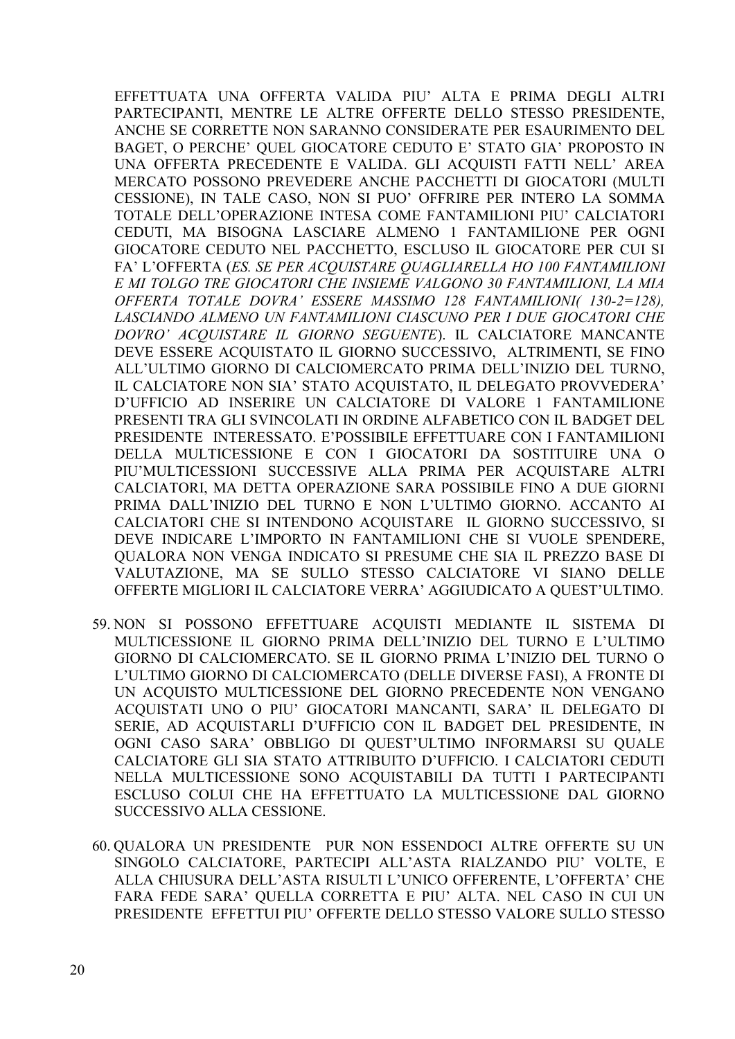EFFETTUATA UNA OFFERTA VALIDA PIU' ALTA E PRIMA DEGLI ALTRI PARTECIPANTI, MENTRE LE ALTRE OFFERTE DELLO STESSO PRESIDENTE, ANCHE SE CORRETTE NON SARANNO CONSIDERATE PER ESAURIMENTO DEL BAGET, O PERCHE' QUEL GIOCATORE CEDUTO E' STATO GIA' PROPOSTO IN UNA OFFERTA PRECEDENTE E VALIDA. GLI ACQUISTI FATTI NELL' AREA MERCATO POSSONO PREVEDERE ANCHE PACCHETTI DI GIOCATORI (MULTI CESSIONE), IN TALE CASO, NON SI PUO' OFFRIRE PER INTERO LA SOMMA TOTALE DELL'OPERAZIONE INTESA COME FANTAMILIONI PIU' CALCIATORI CEDUTI, MA BISOGNA LASCIARE ALMENO 1 FANTAMILIONE PER OGNI GIOCATORE CEDUTO NEL PACCHETTO, ESCLUSO IL GIOCATORE PER CUI SI FA' L'OFFERTA (*ES. SE PER ACQUISTARE QUAGLIARELLA HO 100 FANTAMILIONI E MI TOLGO TRE GIOCATORI CHE INSIEME VALGONO 30 FANTAMILIONI, LA MIA OFFERTA TOTALE DOVRA' ESSERE MASSIMO 128 FANTAMILIONI( 130-2=128), LASCIANDO ALMENO UN FANTAMILIONI CIASCUNO PER I DUE GIOCATORI CHE DOVRO' ACQUISTARE IL GIORNO SEGUENTE*). IL CALCIATORE MANCANTE DEVE ESSERE ACQUISTATO IL GIORNO SUCCESSIVO, ALTRIMENTI, SE FINO ALL'ULTIMO GIORNO DI CALCIOMERCATO PRIMA DELL'INIZIO DEL TURNO, IL CALCIATORE NON SIA' STATO ACQUISTATO, IL DELEGATO PROVVEDERA' D'UFFICIO AD INSERIRE UN CALCIATORE DI VALORE 1 FANTAMILIONE PRESENTI TRA GLI SVINCOLATI IN ORDINE ALFABETICO CON IL BADGET DEL PRESIDENTE INTERESSATO. E'POSSIBILE EFFETTUARE CON I FANTAMILIONI DELLA MULTICESSIONE E CON I GIOCATORI DA SOSTITUIRE UNA O PIU'MULTICESSIONI SUCCESSIVE ALLA PRIMA PER ACQUISTARE ALTRI CALCIATORI, MA DETTA OPERAZIONE SARA POSSIBILE FINO A DUE GIORNI PRIMA DALL'INIZIO DEL TURNO E NON L'ULTIMO GIORNO. ACCANTO AI CALCIATORI CHE SI INTENDONO ACQUISTARE IL GIORNO SUCCESSIVO, SI DEVE INDICARE L'IMPORTO IN FANTAMILIONI CHE SI VUOLE SPENDERE, QUALORA NON VENGA INDICATO SI PRESUME CHE SIA IL PREZZO BASE DI VALUTAZIONE, MA SE SULLO STESSO CALCIATORE VI SIANO DELLE OFFERTE MIGLIORI IL CALCIATORE VERRA' AGGIUDICATO A QUEST'ULTIMO.

59. NON SI POSSONO EFFETTUARE ACQUISTI MEDIANTE IL SISTEMA DI MULTICESSIONE IL GIORNO PRIMA DELL'INIZIO DEL TURNO E L'ULTIMO GIORNO DI CALCIOMERCATO. SE IL GIORNO PRIMA L'INIZIO DEL TURNO O L'ULTIMO GIORNO DI CALCIOMERCATO (DELLE DIVERSE FASI), A FRONTE DI UN ACQUISTO MULTICESSIONE DEL GIORNO PRECEDENTE NON VENGANO ACQUISTATI UNO O PIU' GIOCATORI MANCANTI, SARA' IL DELEGATO DI SERIE, AD ACQUISTARLI D'UFFICIO CON IL BADGET DEL PRESIDENTE, IN OGNI CASO SARA' OBBLIGO DI QUEST'ULTIMO INFORMARSI SU QUALE CALCIATORE GLI SIA STATO ATTRIBUITO D'UFFICIO. I CALCIATORI CEDUTI NELLA MULTICESSIONE SONO ACQUISTABILI DA TUTTI I PARTECIPANTI ESCLUSO COLUI CHE HA EFFETTUATO LA MULTICESSIONE DAL GIORNO SUCCESSIVO ALLA CESSIONE.

60. QUALORA UN PRESIDENTE PUR NON ESSENDOCI ALTRE OFFERTE SU UN SINGOLO CALCIATORE, PARTECIPI ALL'ASTA RIALZANDO PIU' VOLTE, E ALLA CHIUSURA DELL'ASTA RISULTI L'UNICO OFFERENTE, L'OFFERTA' CHE FARA FEDE SARA' QUELLA CORRETTA E PIU' ALTA. NEL CASO IN CUI UN PRESIDENTE EFFETTUI PIU' OFFERTE DELLO STESSO VALORE SULLO STESSO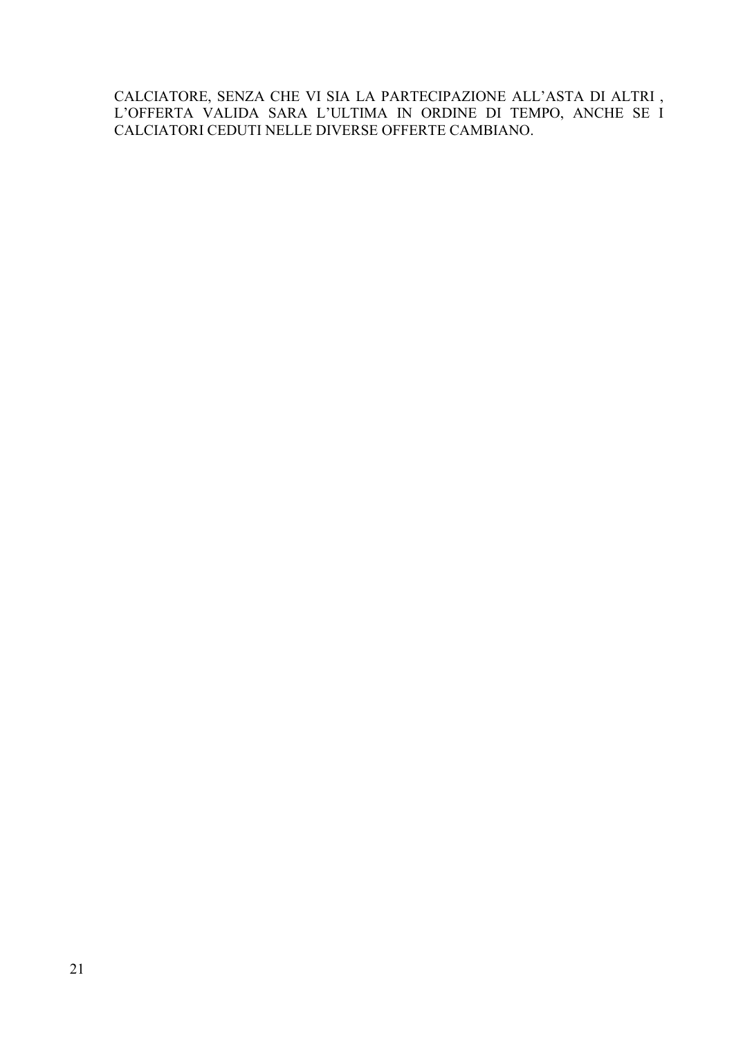CALCIATORE, SENZA CHE VI SIA LA PARTECIPAZIONE ALL'ASTA DI ALTRI , L'OFFERTA VALIDA SARA L'ULTIMA IN ORDINE DI TEMPO, ANCHE SE I CALCIATORI CEDUTI NELLE DIVERSE OFFERTE CAMBIANO.